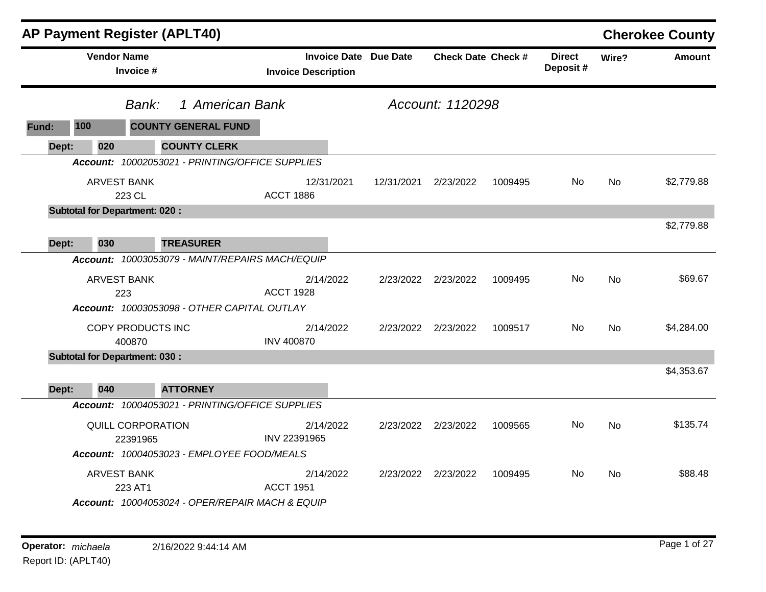# AP Payment Register (APLT40)

## Cherokee County

| Vendor Name / Invoice # | Invoice Date / Invoice Description | Due Date | Check Date | Check # | Direct Deposit # | Wire? | Amount |
|---|---|---|---|---|---|---|---|

*Bank: 1 American Bank* *Account: 1120298*

**Fund: 100 COUNTY GENERAL FUND**

**Dept: 020 COUNTY CLERK**

***Account:*** *10002053021 - PRINTING/OFFICE SUPPLIES*

| Vendor Name / Invoice # | Invoice Date / Invoice Description | Due Date | Check Date | Check # | Direct Deposit # | Wire? | Amount |
|---|---|---|---|---|---|---|---|
| ARVEST BANK<br>223 CL | 12/31/2021<br>ACCT 1886 | 12/31/2021 | 2/23/2022 | 1009495 | No | No | $2,779.88 |

**Subtotal for Department: 020 :** $2,779.88

**Dept: 030 TREASURER**

***Account:*** *10003053079 - MAINT/REPAIRS MACH/EQUIP*

| Vendor Name / Invoice # | Invoice Date / Invoice Description | Due Date | Check Date | Check # | Direct Deposit # | Wire? | Amount |
|---|---|---|---|---|---|---|---|
| ARVEST BANK<br>223 | 2/14/2022<br>ACCT 1928 | 2/23/2022 | 2/23/2022 | 1009495 | No | No | $69.67 |

***Account:*** *10003053098 - OTHER CAPITAL OUTLAY*

| Vendor Name / Invoice # | Invoice Date / Invoice Description | Due Date | Check Date | Check # | Direct Deposit # | Wire? | Amount |
|---|---|---|---|---|---|---|---|
| COPY PRODUCTS INC<br>400870 | 2/14/2022<br>INV 400870 | 2/23/2022 | 2/23/2022 | 1009517 | No | No | $4,284.00 |

**Subtotal for Department: 030 :** $4,353.67

**Dept: 040 ATTORNEY**

***Account:*** *10004053021 - PRINTING/OFFICE SUPPLIES*

| Vendor Name / Invoice # | Invoice Date / Invoice Description | Due Date | Check Date | Check # | Direct Deposit # | Wire? | Amount |
|---|---|---|---|---|---|---|---|
| QUILL CORPORATION<br>22391965 | 2/14/2022<br>INV 22391965 | 2/23/2022 | 2/23/2022 | 1009565 | No | No | $135.74 |

***Account:*** *10004053023 - EMPLOYEE FOOD/MEALS*

| Vendor Name / Invoice # | Invoice Date / Invoice Description | Due Date | Check Date | Check # | Direct Deposit # | Wire? | Amount |
|---|---|---|---|---|---|---|---|
| ARVEST BANK<br>223 AT1 | 2/14/2022<br>ACCT 1951 | 2/23/2022 | 2/23/2022 | 1009495 | No | No | $88.48 |

***Account:*** *10004053024 - OPER/REPAIR MACH & EQUIP*

**Operator:** *michaela* 2/16/2022 9:44:14 AM

Report ID: (APLT40)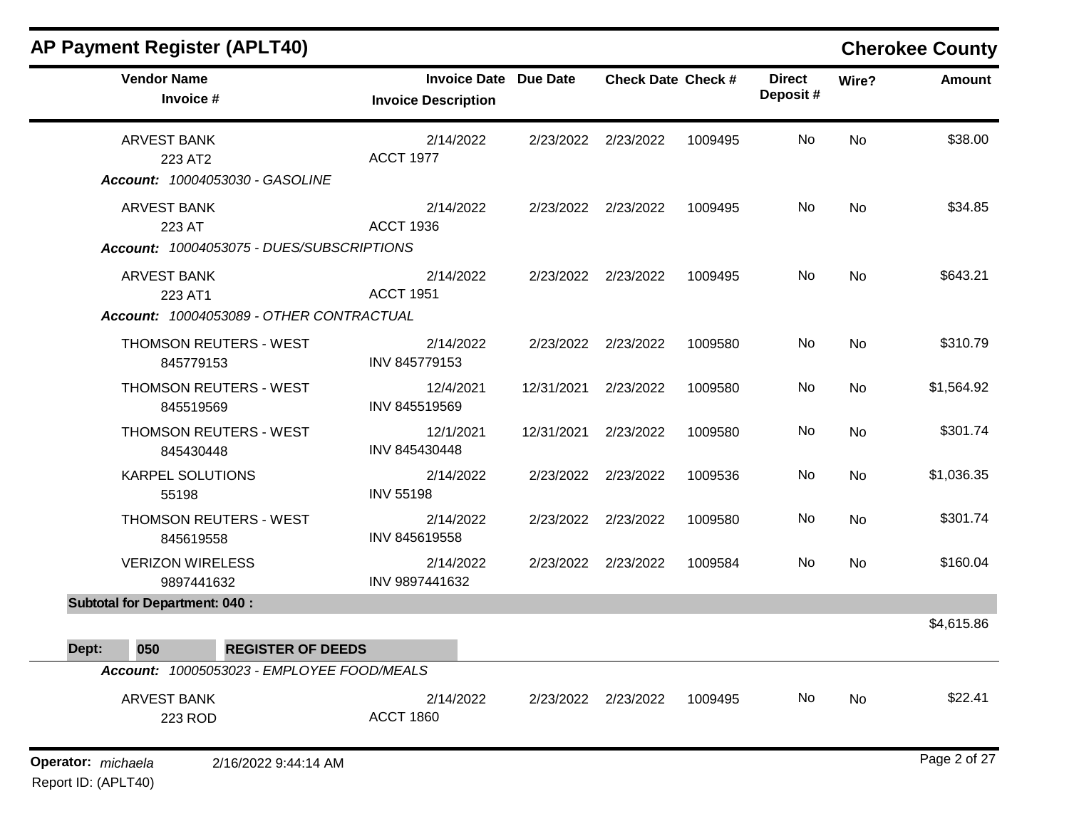# AP Payment Register (APLT40)

**Cherokee County**

| Vendor Name / Invoice # | Invoice Date / Invoice Description | Due Date | Check Date | Check # | Direct Deposit # | Wire? | Amount |
|---|---|---|---|---|---|---|---|
| ARVEST BANK<br>223 AT2 | 2/14/2022<br>ACCT 1977 | 2/23/2022 | 2/23/2022 | 1009495 | No | No | $38.00 |
| *Account: 10004053030 - GASOLINE* | | | | | | | |
| ARVEST BANK<br>223 AT | 2/14/2022<br>ACCT 1936 | 2/23/2022 | 2/23/2022 | 1009495 | No | No | $34.85 |
| *Account: 10004053075 - DUES/SUBSCRIPTIONS* | | | | | | | |
| ARVEST BANK<br>223 AT1 | 2/14/2022<br>ACCT 1951 | 2/23/2022 | 2/23/2022 | 1009495 | No | No | $643.21 |
| *Account: 10004053089 - OTHER CONTRACTUAL* | | | | | | | |
| THOMSON REUTERS - WEST<br>845779153 | 2/14/2022<br>INV 845779153 | 2/23/2022 | 2/23/2022 | 1009580 | No | No | $310.79 |
| THOMSON REUTERS - WEST<br>845519569 | 12/4/2021<br>INV 845519569 | 12/31/2021 | 2/23/2022 | 1009580 | No | No | $1,564.92 |
| THOMSON REUTERS - WEST<br>845430448 | 12/1/2021<br>INV 845430448 | 12/31/2021 | 2/23/2022 | 1009580 | No | No | $301.74 |
| KARPEL SOLUTIONS<br>55198 | 2/14/2022<br>INV 55198 | 2/23/2022 | 2/23/2022 | 1009536 | No | No | $1,036.35 |
| THOMSON REUTERS - WEST<br>845619558 | 2/14/2022<br>INV 845619558 | 2/23/2022 | 2/23/2022 | 1009580 | No | No | $301.74 |
| VERIZON WIRELESS<br>9897441632 | 2/14/2022<br>INV 9897441632 | 2/23/2022 | 2/23/2022 | 1009584 | No | No | $160.04 |
| **Subtotal for Department: 040 :** | | | | | | | $4,615.86 |

**Dept: 050 REGISTER OF DEEDS**

| Vendor Name / Invoice # | Invoice Date / Invoice Description | Due Date | Check Date | Check # | Direct Deposit # | Wire? | Amount |
|---|---|---|---|---|---|---|---|
| *Account: 10005053023 - EMPLOYEE FOOD/MEALS* | | | | | | | |
| ARVEST BANK<br>223 ROD | 2/14/2022<br>ACCT 1860 | 2/23/2022 | 2/23/2022 | 1009495 | No | No | $22.41 |

**Operator:** *michaela* 2/16/2022 9:44:14 AM

Report ID: (APLT40)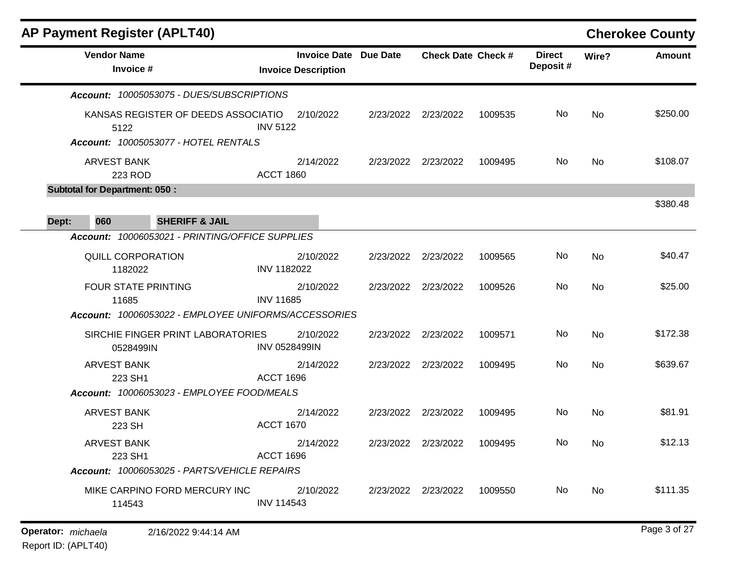## AP Payment Register (APLT40)

**Cherokee County**

| Vendor Name / Invoice # | Invoice Date / Invoice Description | Due Date | Check Date | Check # | Direct Deposit # | Wire? | Amount |
|---|---|---|---|---|---|---|---|
| ***Account:** 10005053075 - DUES/SUBSCRIPTIONS* | | | | | | | |
| KANSAS REGISTER OF DEEDS ASSOCIATIO 5122 | 2/10/2022 INV 5122 | 2/23/2022 | 2/23/2022 | 1009535 | No | No | $250.00 |
| ***Account:** 10005053077 - HOTEL RENTALS* | | | | | | | |
| ARVEST BANK 223 ROD | 2/14/2022 ACCT 1860 | 2/23/2022 | 2/23/2022 | 1009495 | No | No | $108.07 |
| **Subtotal for Department: 050 :** | | | | | | | $380.48 |
| **Dept: 060 SHERIFF & JAIL** | | | | | | | |
| ***Account:** 10006053021 - PRINTING/OFFICE SUPPLIES* | | | | | | | |
| QUILL CORPORATION 1182022 | 2/10/2022 INV 1182022 | 2/23/2022 | 2/23/2022 | 1009565 | No | No | $40.47 |
| FOUR STATE PRINTING 11685 | 2/10/2022 INV 11685 | 2/23/2022 | 2/23/2022 | 1009526 | No | No | $25.00 |
| ***Account:** 10006053022 - EMPLOYEE UNIFORMS/ACCESSORIES* | | | | | | | |
| SIRCHIE FINGER PRINT LABORATORIES 0528499IN | 2/10/2022 INV 0528499IN | 2/23/2022 | 2/23/2022 | 1009571 | No | No | $172.38 |
| ARVEST BANK 223 SH1 | 2/14/2022 ACCT 1696 | 2/23/2022 | 2/23/2022 | 1009495 | No | No | $639.67 |
| ***Account:** 10006053023 - EMPLOYEE FOOD/MEALS* | | | | | | | |
| ARVEST BANK 223 SH | 2/14/2022 ACCT 1670 | 2/23/2022 | 2/23/2022 | 1009495 | No | No | $81.91 |
| ARVEST BANK 223 SH1 | 2/14/2022 ACCT 1696 | 2/23/2022 | 2/23/2022 | 1009495 | No | No | $12.13 |
| ***Account:** 10006053025 - PARTS/VEHICLE REPAIRS* | | | | | | | |
| MIKE CARPINO FORD MERCURY INC 114543 | 2/10/2022 INV 114543 | 2/23/2022 | 2/23/2022 | 1009550 | No | No | $111.35 |

**Operator:** *michaela* 2/16/2022 9:44:14 AM

Report ID: (APLT40)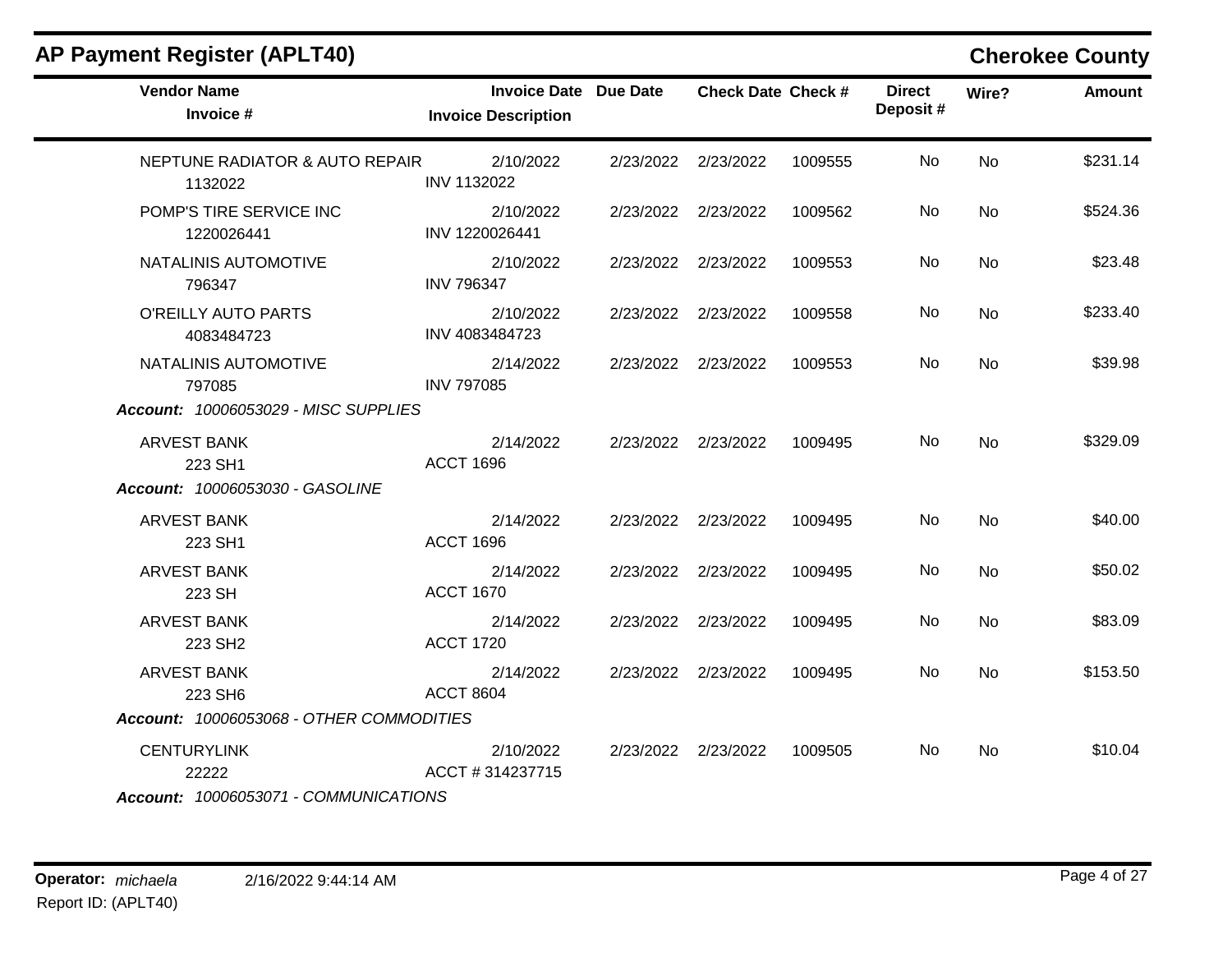## AP Payment Register (APLT40)

**Cherokee County**

| Vendor Name / Invoice # | Invoice Date / Invoice Description | Due Date | Check Date | Check # | Direct Deposit # | Wire? | Amount |
|---|---|---|---|---|---|---|---|
| NEPTUNE RADIATOR & AUTO REPAIR<br>1132022 | 2/10/2022<br>INV 1132022 | 2/23/2022 | 2/23/2022 | 1009555 | No | No | $231.14 |
| POMP'S TIRE SERVICE INC<br>1220026441 | 2/10/2022<br>INV 1220026441 | 2/23/2022 | 2/23/2022 | 1009562 | No | No | $524.36 |
| NATALINIS AUTOMOTIVE<br>796347 | 2/10/2022<br>INV 796347 | 2/23/2022 | 2/23/2022 | 1009553 | No | No | $23.48 |
| O'REILLY AUTO PARTS<br>4083484723 | 2/10/2022<br>INV 4083484723 | 2/23/2022 | 2/23/2022 | 1009558 | No | No | $233.40 |
| NATALINIS AUTOMOTIVE<br>797085 | 2/14/2022<br>INV 797085 | 2/23/2022 | 2/23/2022 | 1009553 | No | No | $39.98 |
| ***Account:** 10006053029 - MISC SUPPLIES* | | | | | | | |
| ARVEST BANK<br>223 SH1 | 2/14/2022<br>ACCT 1696 | 2/23/2022 | 2/23/2022 | 1009495 | No | No | $329.09 |
| ***Account:** 10006053030 - GASOLINE* | | | | | | | |
| ARVEST BANK<br>223 SH1 | 2/14/2022<br>ACCT 1696 | 2/23/2022 | 2/23/2022 | 1009495 | No | No | $40.00 |
| ARVEST BANK<br>223 SH | 2/14/2022<br>ACCT 1670 | 2/23/2022 | 2/23/2022 | 1009495 | No | No | $50.02 |
| ARVEST BANK<br>223 SH2 | 2/14/2022<br>ACCT 1720 | 2/23/2022 | 2/23/2022 | 1009495 | No | No | $83.09 |
| ARVEST BANK<br>223 SH6 | 2/14/2022<br>ACCT 8604 | 2/23/2022 | 2/23/2022 | 1009495 | No | No | $153.50 |
| ***Account:** 10006053068 - OTHER COMMODITIES* | | | | | | | |
| CENTURYLINK<br>22222 | 2/10/2022<br>ACCT # 314237715 | 2/23/2022 | 2/23/2022 | 1009505 | No | No | $10.04 |
| ***Account:** 10006053071 - COMMUNICATIONS* | | | | | | | |

**Operator:** *michaela* 2/16/2022 9:44:14 AM
Report ID: (APLT40)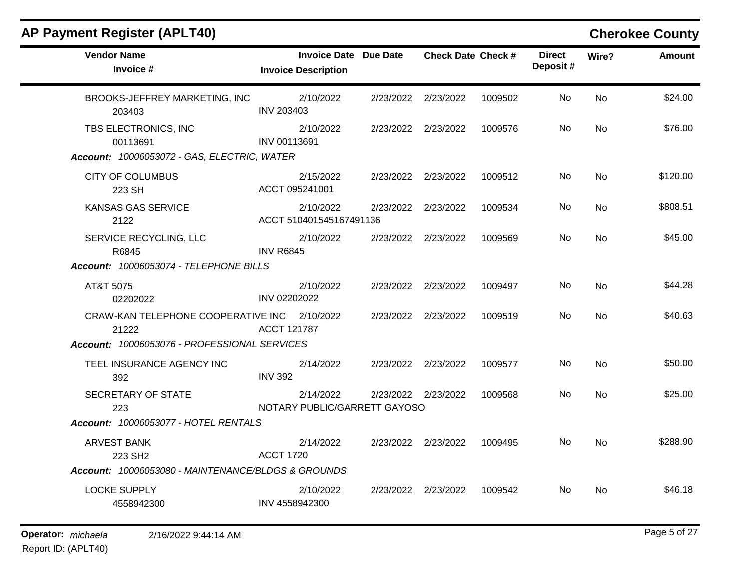# AP Payment Register (APLT40)

## Cherokee County

| Vendor Name / Invoice # | Invoice Date / Invoice Description | Due Date | Check Date | Check # | Direct Deposit # | Wire? | Amount |
|---|---|---|---|---|---|---|---|
| BROOKS-JEFFREY MARKETING, INC<br>203403 | 2/10/2022<br>INV 203403 | 2/23/2022 | 2/23/2022 | 1009502 | No | No | $24.00 |
| TBS ELECTRONICS, INC<br>00113691 | 2/10/2022<br>INV 00113691 | 2/23/2022 | 2/23/2022 | 1009576 | No | No | $76.00 |
| ***Account:** 10006053072 - GAS, ELECTRIC, WATER* | | | | | | | |
| CITY OF COLUMBUS<br>223 SH | 2/15/2022<br>ACCT 095241001 | 2/23/2022 | 2/23/2022 | 1009512 | No | No | $120.00 |
| KANSAS GAS SERVICE<br>2122 | 2/10/2022<br>ACCT 510401545167491136 | 2/23/2022 | 2/23/2022 | 1009534 | No | No | $808.51 |
| SERVICE RECYCLING, LLC<br>R6845 | 2/10/2022<br>INV R6845 | 2/23/2022 | 2/23/2022 | 1009569 | No | No | $45.00 |
| ***Account:** 10006053074 - TELEPHONE BILLS* | | | | | | | |
| AT&T 5075<br>02202022 | 2/10/2022<br>INV 02202022 | 2/23/2022 | 2/23/2022 | 1009497 | No | No | $44.28 |
| CRAW-KAN TELEPHONE COOPERATIVE INC<br>21222 | 2/10/2022<br>ACCT 121787 | 2/23/2022 | 2/23/2022 | 1009519 | No | No | $40.63 |
| ***Account:** 10006053076 - PROFESSIONAL SERVICES* | | | | | | | |
| TEEL INSURANCE AGENCY INC<br>392 | 2/14/2022<br>INV 392 | 2/23/2022 | 2/23/2022 | 1009577 | No | No | $50.00 |
| SECRETARY OF STATE<br>223 | 2/14/2022<br>NOTARY PUBLIC/GARRETT GAYOSO | 2/23/2022 | 2/23/2022 | 1009568 | No | No | $25.00 |
| ***Account:** 10006053077 - HOTEL RENTALS* | | | | | | | |
| ARVEST BANK<br>223 SH2 | 2/14/2022<br>ACCT 1720 | 2/23/2022 | 2/23/2022 | 1009495 | No | No | $288.90 |
| ***Account:** 10006053080 - MAINTENANCE/BLDGS & GROUNDS* | | | | | | | |
| LOCKE SUPPLY<br>4558942300 | 2/10/2022<br>INV 4558942300 | 2/23/2022 | 2/23/2022 | 1009542 | No | No | $46.18 |

**Operator:** *michaela* 2/16/2022 9:44:14 AM

Report ID: (APLT40)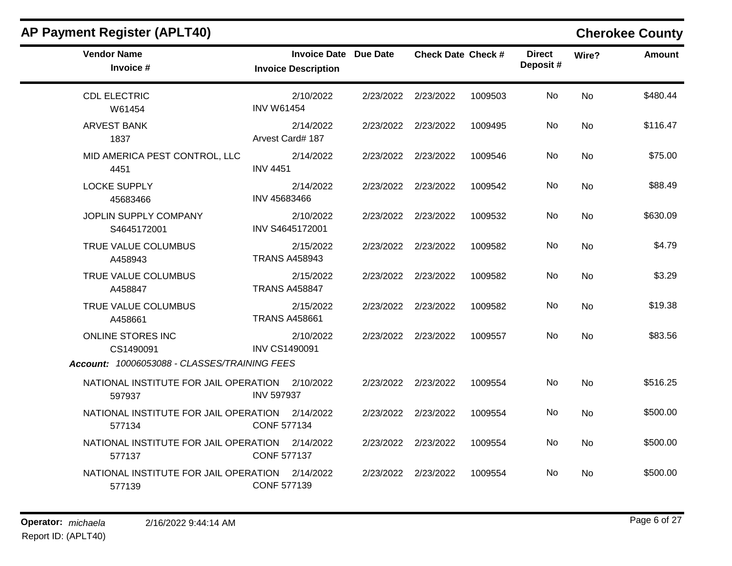## AP Payment Register (APLT40)

**Cherokee County**

| Vendor Name / Invoice # | Invoice Date / Invoice Description | Due Date | Check Date | Check # | Direct Deposit # | Wire? | Amount |
|---|---|---|---|---|---|---|---|
| CDL ELECTRIC<br>W61454 | 2/10/2022<br>INV W61454 | 2/23/2022 | 2/23/2022 | 1009503 | No | No | $480.44 |
| ARVEST BANK<br>1837 | 2/14/2022<br>Arvest Card# 187 | 2/23/2022 | 2/23/2022 | 1009495 | No | No | $116.47 |
| MID AMERICA PEST CONTROL, LLC<br>4451 | 2/14/2022<br>INV 4451 | 2/23/2022 | 2/23/2022 | 1009546 | No | No | $75.00 |
| LOCKE SUPPLY<br>45683466 | 2/14/2022<br>INV 45683466 | 2/23/2022 | 2/23/2022 | 1009542 | No | No | $88.49 |
| JOPLIN SUPPLY COMPANY<br>S4645172001 | 2/10/2022<br>INV S4645172001 | 2/23/2022 | 2/23/2022 | 1009532 | No | No | $630.09 |
| TRUE VALUE COLUMBUS<br>A458943 | 2/15/2022<br>TRANS A458943 | 2/23/2022 | 2/23/2022 | 1009582 | No | No | $4.79 |
| TRUE VALUE COLUMBUS<br>A458847 | 2/15/2022<br>TRANS A458847 | 2/23/2022 | 2/23/2022 | 1009582 | No | No | $3.29 |
| TRUE VALUE COLUMBUS<br>A458661 | 2/15/2022<br>TRANS A458661 | 2/23/2022 | 2/23/2022 | 1009582 | No | No | $19.38 |
| ONLINE STORES INC<br>CS1490091 | 2/10/2022<br>INV CS1490091 | 2/23/2022 | 2/23/2022 | 1009557 | No | No | $83.56 |
| ***Account:*** *10006053088 - CLASSES/TRAINING FEES* | | | | | | | |
| NATIONAL INSTITUTE FOR JAIL OPERATION<br>597937 | 2/10/2022<br>INV 597937 | 2/23/2022 | 2/23/2022 | 1009554 | No | No | $516.25 |
| NATIONAL INSTITUTE FOR JAIL OPERATION<br>577134 | 2/14/2022<br>CONF 577134 | 2/23/2022 | 2/23/2022 | 1009554 | No | No | $500.00 |
| NATIONAL INSTITUTE FOR JAIL OPERATION<br>577137 | 2/14/2022<br>CONF 577137 | 2/23/2022 | 2/23/2022 | 1009554 | No | No | $500.00 |
| NATIONAL INSTITUTE FOR JAIL OPERATION<br>577139 | 2/14/2022<br>CONF 577139 | 2/23/2022 | 2/23/2022 | 1009554 | No | No | $500.00 |

**Operator:** *michaela* 2/16/2022 9:44:14 AM
Report ID: (APLT40)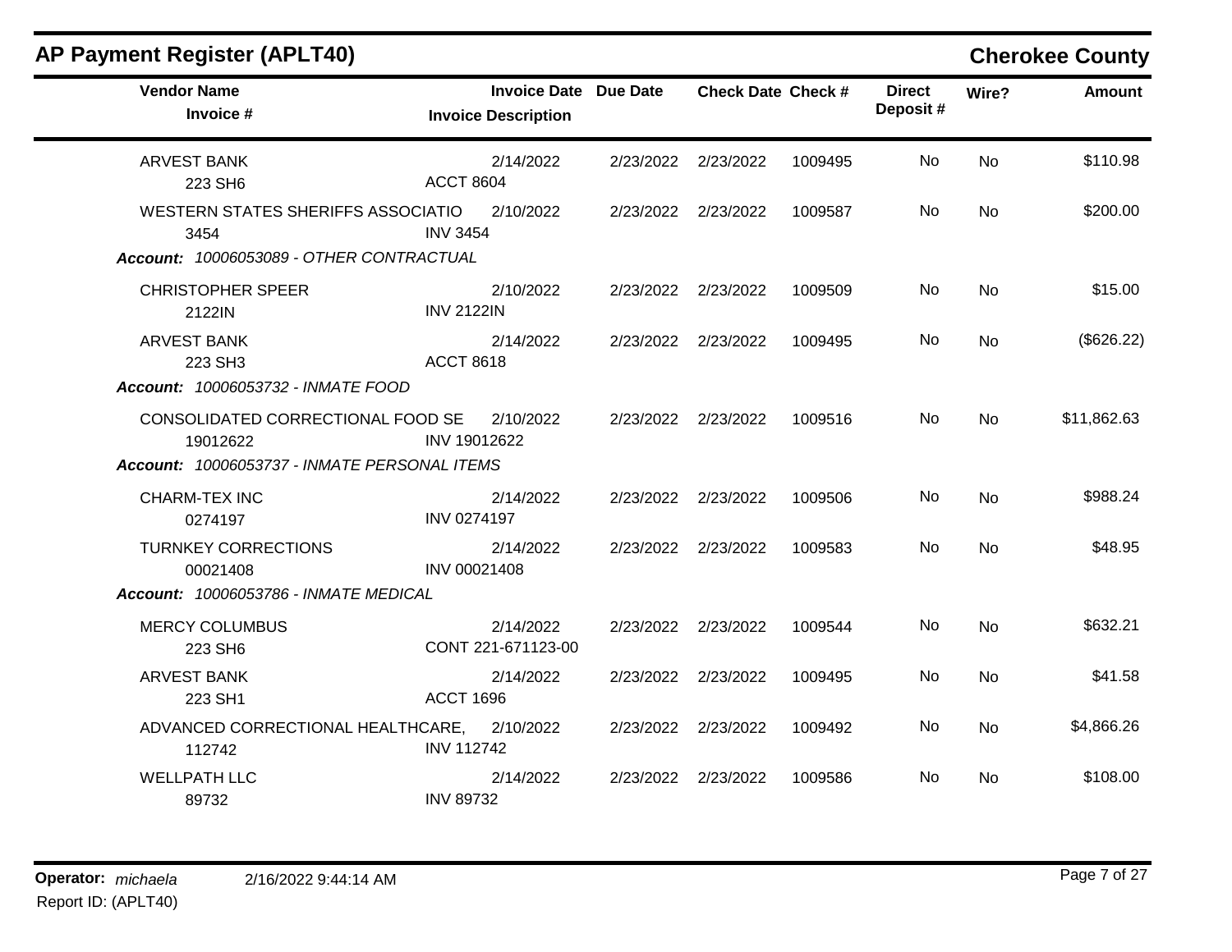## AP Payment Register (APLT40)

**Cherokee County**

| Vendor Name / Invoice # | Invoice Date / Invoice Description | Due Date | Check Date | Check # | Direct Deposit # | Wire? | Amount |
|---|---|---|---|---|---|---|---|
| ARVEST BANK<br>223 SH6 | 2/14/2022<br>ACCT 8604 | 2/23/2022 | 2/23/2022 | 1009495 | No | No | $110.98 |
| WESTERN STATES SHERIFFS ASSOCIATIO<br>3454 | 2/10/2022<br>INV 3454 | 2/23/2022 | 2/23/2022 | 1009587 | No | No | $200.00 |
| ***Account:** 10006053089 - OTHER CONTRACTUAL* | | | | | | | |
| CHRISTOPHER SPEER<br>2122IN | 2/10/2022<br>INV 2122IN | 2/23/2022 | 2/23/2022 | 1009509 | No | No | $15.00 |
| ARVEST BANK<br>223 SH3 | 2/14/2022<br>ACCT 8618 | 2/23/2022 | 2/23/2022 | 1009495 | No | No | ($626.22) |
| ***Account:** 10006053732 - INMATE FOOD* | | | | | | | |
| CONSOLIDATED CORRECTIONAL FOOD SE<br>19012622 | 2/10/2022<br>INV 19012622 | 2/23/2022 | 2/23/2022 | 1009516 | No | No | $11,862.63 |
| ***Account:** 10006053737 - INMATE PERSONAL ITEMS* | | | | | | | |
| CHARM-TEX INC<br>0274197 | 2/14/2022<br>INV 0274197 | 2/23/2022 | 2/23/2022 | 1009506 | No | No | $988.24 |
| TURNKEY CORRECTIONS<br>00021408 | 2/14/2022<br>INV 00021408 | 2/23/2022 | 2/23/2022 | 1009583 | No | No | $48.95 |
| ***Account:** 10006053786 - INMATE MEDICAL* | | | | | | | |
| MERCY COLUMBUS<br>223 SH6 | 2/14/2022<br>CONT 221-671123-00 | 2/23/2022 | 2/23/2022 | 1009544 | No | No | $632.21 |
| ARVEST BANK<br>223 SH1 | 2/14/2022<br>ACCT 1696 | 2/23/2022 | 2/23/2022 | 1009495 | No | No | $41.58 |
| ADVANCED CORRECTIONAL HEALTHCARE,<br>112742 | 2/10/2022<br>INV 112742 | 2/23/2022 | 2/23/2022 | 1009492 | No | No | $4,866.26 |
| WELLPATH LLC<br>89732 | 2/14/2022<br>INV 89732 | 2/23/2022 | 2/23/2022 | 1009586 | No | No | $108.00 |

**Operator:** *michaela* 2/16/2022 9:44:14 AM

Report ID: (APLT40)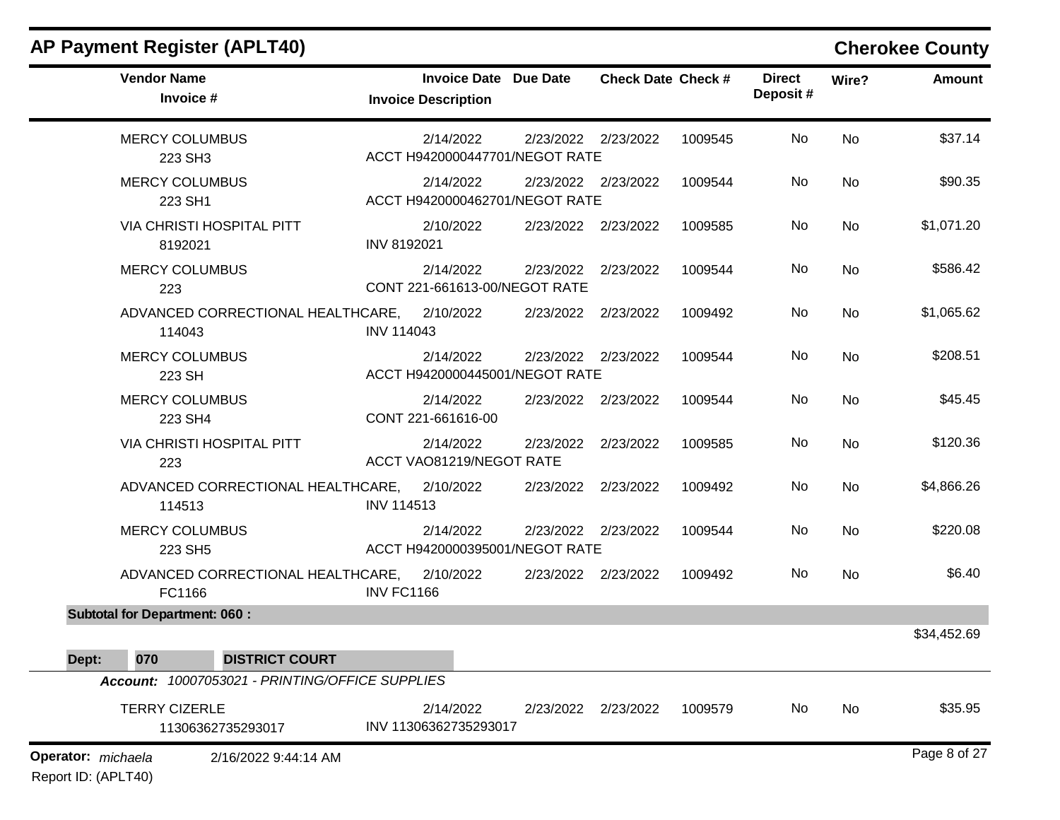# AP Payment Register (APLT40)

## Cherokee County

| Vendor Name / Invoice # | Invoice Date / Invoice Description | Due Date | Check Date | Check # | Direct Deposit # | Wire? | Amount |
|---|---|---|---|---|---|---|---|
| MERCY COLUMBUS<br>223 SH3 | 2/14/2022<br>ACCT H9420000447701/NEGOT RATE | 2/23/2022 | 2/23/2022 | 1009545 | No | No | $37.14 |
| MERCY COLUMBUS<br>223 SH1 | 2/14/2022<br>ACCT H9420000462701/NEGOT RATE | 2/23/2022 | 2/23/2022 | 1009544 | No | No | $90.35 |
| VIA CHRISTI HOSPITAL PITT<br>8192021 | 2/10/2022<br>INV 8192021 | 2/23/2022 | 2/23/2022 | 1009585 | No | No | $1,071.20 |
| MERCY COLUMBUS<br>223 | 2/14/2022<br>CONT 221-661613-00/NEGOT RATE | 2/23/2022 | 2/23/2022 | 1009544 | No | No | $586.42 |
| ADVANCED CORRECTIONAL HEALTHCARE,<br>114043 | 2/10/2022<br>INV 114043 | 2/23/2022 | 2/23/2022 | 1009492 | No | No | $1,065.62 |
| MERCY COLUMBUS<br>223 SH | 2/14/2022<br>ACCT H9420000445001/NEGOT RATE | 2/23/2022 | 2/23/2022 | 1009544 | No | No | $208.51 |
| MERCY COLUMBUS<br>223 SH4 | 2/14/2022<br>CONT 221-661616-00 | 2/23/2022 | 2/23/2022 | 1009544 | No | No | $45.45 |
| VIA CHRISTI HOSPITAL PITT<br>223 | 2/14/2022<br>ACCT VAO81219/NEGOT RATE | 2/23/2022 | 2/23/2022 | 1009585 | No | No | $120.36 |
| ADVANCED CORRECTIONAL HEALTHCARE,<br>114513 | 2/10/2022<br>INV 114513 | 2/23/2022 | 2/23/2022 | 1009492 | No | No | $4,866.26 |
| MERCY COLUMBUS<br>223 SH5 | 2/14/2022<br>ACCT H9420000395001/NEGOT RATE | 2/23/2022 | 2/23/2022 | 1009544 | No | No | $220.08 |
| ADVANCED CORRECTIONAL HEALTHCARE,<br>FC1166 | 2/10/2022<br>INV FC1166 | 2/23/2022 | 2/23/2022 | 1009492 | No | No | $6.40 |
| **Subtotal for Department: 060 :** | | | | | | | $34,452.69 |

**Dept: 070 DISTRICT COURT**

***Account:*** *10007053021 - PRINTING/OFFICE SUPPLIES*

| Vendor Name / Invoice # | Invoice Date / Invoice Description | Due Date | Check Date | Check # | Direct Deposit # | Wire? | Amount |
|---|---|---|---|---|---|---|---|
| TERRY CIZERLE<br>11306362735293017 | 2/14/2022<br>INV 11306362735293017 | 2/23/2022 | 2/23/2022 | 1009579 | No | No | $35.95 |

**Operator:** *michaela* 2/16/2022 9:44:14 AM

Report ID: (APLT40)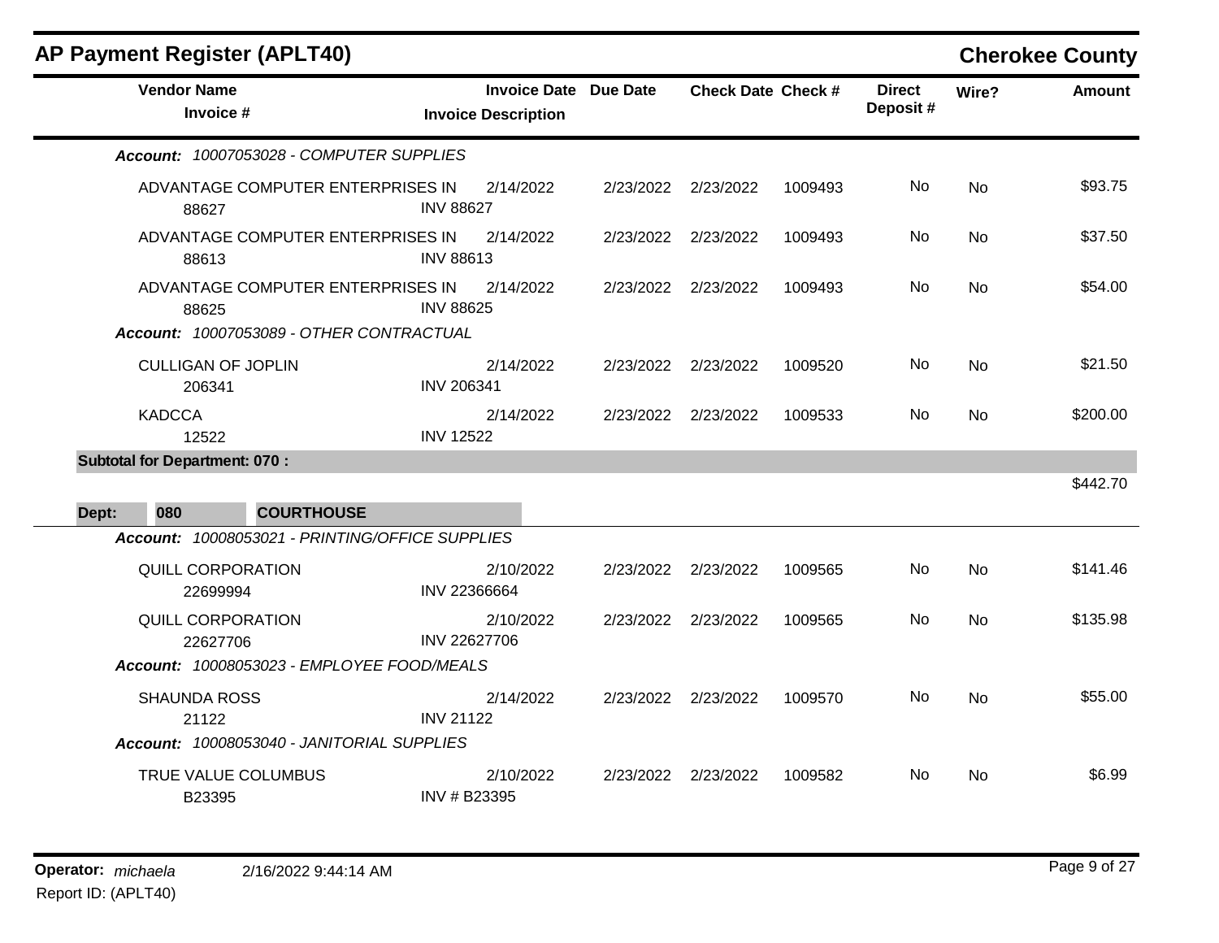## AP Payment Register (APLT40)

**Cherokee County**

| Vendor Name / Invoice # | Invoice Date / Invoice Description | Due Date | Check Date | Check # | Direct Deposit # | Wire? | Amount |
|---|---|---|---|---|---|---|---|
| ***Account:* 10007053028 - COMPUTER SUPPLIES** | | | | | | | |
| ADVANTAGE COMPUTER ENTERPRISES IN 88627 | 2/14/2022 INV 88627 | 2/23/2022 | 2/23/2022 | 1009493 | No | No | $93.75 |
| ADVANTAGE COMPUTER ENTERPRISES IN 88613 | 2/14/2022 INV 88613 | 2/23/2022 | 2/23/2022 | 1009493 | No | No | $37.50 |
| ADVANTAGE COMPUTER ENTERPRISES IN 88625 | 2/14/2022 INV 88625 | 2/23/2022 | 2/23/2022 | 1009493 | No | No | $54.00 |
| ***Account:* 10007053089 - OTHER CONTRACTUAL** | | | | | | | |
| CULLIGAN OF JOPLIN 206341 | 2/14/2022 INV 206341 | 2/23/2022 | 2/23/2022 | 1009520 | No | No | $21.50 |
| KADCCA 12522 | 2/14/2022 INV 12522 | 2/23/2022 | 2/23/2022 | 1009533 | No | No | $200.00 |
| **Subtotal for Department: 070 :** | | | | | | | $442.70 |
| **Dept: 080 COURTHOUSE** | | | | | | | |
| ***Account:* 10008053021 - PRINTING/OFFICE SUPPLIES** | | | | | | | |
| QUILL CORPORATION 22699994 | 2/10/2022 INV 22366664 | 2/23/2022 | 2/23/2022 | 1009565 | No | No | $141.46 |
| QUILL CORPORATION 22627706 | 2/10/2022 INV 22627706 | 2/23/2022 | 2/23/2022 | 1009565 | No | No | $135.98 |
| ***Account:* 10008053023 - EMPLOYEE FOOD/MEALS** | | | | | | | |
| SHAUNDA ROSS 21122 | 2/14/2022 INV 21122 | 2/23/2022 | 2/23/2022 | 1009570 | No | No | $55.00 |
| ***Account:* 10008053040 - JANITORIAL SUPPLIES** | | | | | | | |
| TRUE VALUE COLUMBUS B23395 | 2/10/2022 INV # B23395 | 2/23/2022 | 2/23/2022 | 1009582 | No | No | $6.99 |

**Operator:** *michaela* 2/16/2022 9:44:14 AM

Report ID: (APLT40)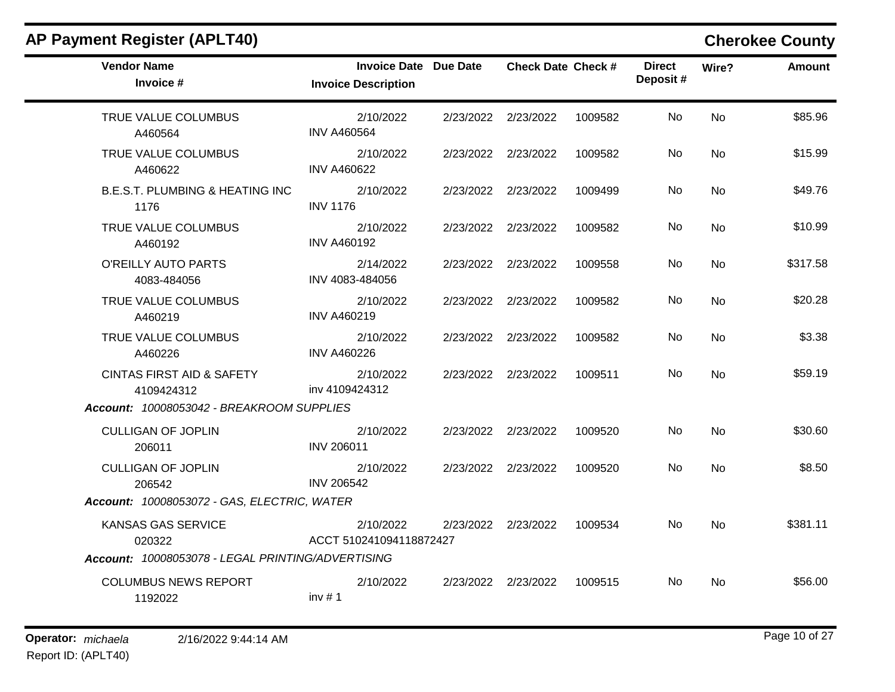## AP Payment Register (APLT40)

**Cherokee County**

| Vendor Name / Invoice # | Invoice Date / Invoice Description | Due Date | Check Date | Check # | Direct Deposit # | Wire? | Amount |
|---|---|---|---|---|---|---|---|
| TRUE VALUE COLUMBUS<br>A460564 | 2/10/2022<br>INV A460564 | 2/23/2022 | 2/23/2022 | 1009582 | No | No | $85.96 |
| TRUE VALUE COLUMBUS<br>A460622 | 2/10/2022<br>INV A460622 | 2/23/2022 | 2/23/2022 | 1009582 | No | No | $15.99 |
| B.E.S.T. PLUMBING & HEATING INC<br>1176 | 2/10/2022<br>INV 1176 | 2/23/2022 | 2/23/2022 | 1009499 | No | No | $49.76 |
| TRUE VALUE COLUMBUS<br>A460192 | 2/10/2022<br>INV A460192 | 2/23/2022 | 2/23/2022 | 1009582 | No | No | $10.99 |
| O'REILLY AUTO PARTS<br>4083-484056 | 2/14/2022<br>INV 4083-484056 | 2/23/2022 | 2/23/2022 | 1009558 | No | No | $317.58 |
| TRUE VALUE COLUMBUS<br>A460219 | 2/10/2022<br>INV A460219 | 2/23/2022 | 2/23/2022 | 1009582 | No | No | $20.28 |
| TRUE VALUE COLUMBUS<br>A460226 | 2/10/2022<br>INV A460226 | 2/23/2022 | 2/23/2022 | 1009582 | No | No | $3.38 |
| CINTAS FIRST AID & SAFETY<br>4109424312 | 2/10/2022<br>inv 4109424312 | 2/23/2022 | 2/23/2022 | 1009511 | No | No | $59.19 |
| ***Account:** 10008053042 - BREAKROOM SUPPLIES* | | | | | | | |
| CULLIGAN OF JOPLIN<br>206011 | 2/10/2022<br>INV 206011 | 2/23/2022 | 2/23/2022 | 1009520 | No | No | $30.60 |
| CULLIGAN OF JOPLIN<br>206542 | 2/10/2022<br>INV 206542 | 2/23/2022 | 2/23/2022 | 1009520 | No | No | $8.50 |
| ***Account:** 10008053072 - GAS, ELECTRIC, WATER* | | | | | | | |
| KANSAS GAS SERVICE<br>020322 | 2/10/2022<br>ACCT 510241094118872427 | 2/23/2022 | 2/23/2022 | 1009534 | No | No | $381.11 |
| ***Account:** 10008053078 - LEGAL PRINTING/ADVERTISING* | | | | | | | |
| COLUMBUS NEWS REPORT<br>1192022 | 2/10/2022<br>inv # 1 | 2/23/2022 | 2/23/2022 | 1009515 | No | No | $56.00 |

**Operator:** *michaela* 2/16/2022 9:44:14 AM

Report ID: (APLT40)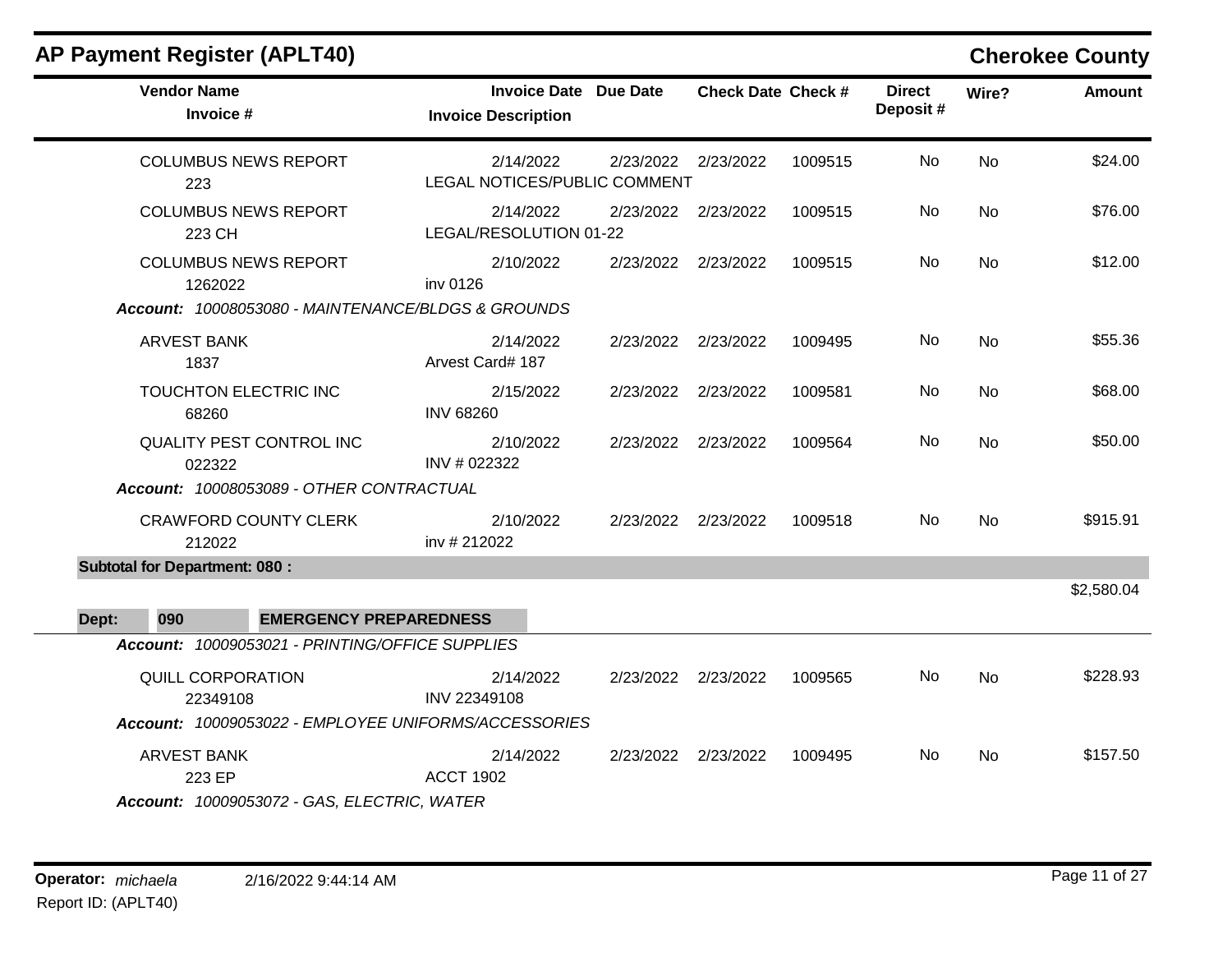# AP Payment Register (APLT40)

## Cherokee County

| Vendor Name / Invoice # | Invoice Date / Invoice Description | Due Date | Check Date | Check # | Direct Deposit # | Wire? | Amount |
|---|---|---|---|---|---|---|---|
| COLUMBUS NEWS REPORT<br>223 | 2/14/2022<br>LEGAL NOTICES/PUBLIC COMMENT | 2/23/2022 | 2/23/2022 | 1009515 | No | No | $24.00 |
| COLUMBUS NEWS REPORT<br>223 CH | 2/14/2022<br>LEGAL/RESOLUTION 01-22 | 2/23/2022 | 2/23/2022 | 1009515 | No | No | $76.00 |
| COLUMBUS NEWS REPORT<br>1262022 | 2/10/2022<br>inv 0126 | 2/23/2022 | 2/23/2022 | 1009515 | No | No | $12.00 |
| ***Account:** 10008053080 - MAINTENANCE/BLDGS & GROUNDS* | | | | | | | |
| ARVEST BANK<br>1837 | 2/14/2022<br>Arvest Card# 187 | 2/23/2022 | 2/23/2022 | 1009495 | No | No | $55.36 |
| TOUCHTON ELECTRIC INC<br>68260 | 2/15/2022<br>INV 68260 | 2/23/2022 | 2/23/2022 | 1009581 | No | No | $68.00 |
| QUALITY PEST CONTROL INC<br>022322 | 2/10/2022<br>INV # 022322 | 2/23/2022 | 2/23/2022 | 1009564 | No | No | $50.00 |
| ***Account:** 10008053089 - OTHER CONTRACTUAL* | | | | | | | |
| CRAWFORD COUNTY CLERK<br>212022 | 2/10/2022<br>inv # 212022 | 2/23/2022 | 2/23/2022 | 1009518 | No | No | $915.91 |
| **Subtotal for Department: 080 :** | | | | | | | $2,580.04 |
| **Dept: 090 EMERGENCY PREPAREDNESS** | | | | | | | |
| ***Account:** 10009053021 - PRINTING/OFFICE SUPPLIES* | | | | | | | |
| QUILL CORPORATION<br>22349108 | 2/14/2022<br>INV 22349108 | 2/23/2022 | 2/23/2022 | 1009565 | No | No | $228.93 |
| ***Account:** 10009053022 - EMPLOYEE UNIFORMS/ACCESSORIES* | | | | | | | |
| ARVEST BANK<br>223 EP | 2/14/2022<br>ACCT 1902 | 2/23/2022 | 2/23/2022 | 1009495 | No | No | $157.50 |
| ***Account:** 10009053072 - GAS, ELECTRIC, WATER* | | | | | | | |

**Operator:** *michaela* 2/16/2022 9:44:14 AM
Report ID: (APLT40)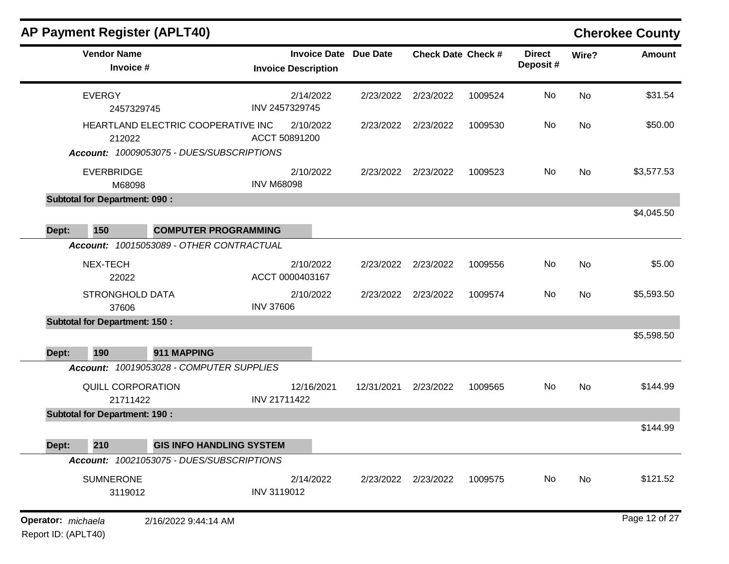## AP Payment Register (APLT40)

**Cherokee County**

| Vendor Name / Invoice # | Invoice Date / Invoice Description | Due Date | Check Date | Check # | Direct Deposit # | Wire? | Amount |
|---|---|---|---|---|---|---|---|
| EVERGY<br>2457329745 | 2/14/2022<br>INV 2457329745 | 2/23/2022 | 2/23/2022 | 1009524 | No | No | $31.54 |
| HEARTLAND ELECTRIC COOPERATIVE INC<br>212022 | 2/10/2022<br>ACCT 50891200 | 2/23/2022 | 2/23/2022 | 1009530 | No | No | $50.00 |
| ***Account:*** *10009053075 - DUES/SUBSCRIPTIONS* | | | | | | | |
| EVERBRIDGE<br>M68098 | 2/10/2022<br>INV M68098 | 2/23/2022 | 2/23/2022 | 1009523 | No | No | $3,577.53 |
| **Subtotal for Department: 090 :** | | | | | | | $4,045.50 |
| **Dept: 150 COMPUTER PROGRAMMING** | | | | | | | |
| ***Account:*** *10015053089 - OTHER CONTRACTUAL* | | | | | | | |
| NEX-TECH<br>22022 | 2/10/2022<br>ACCT 0000403167 | 2/23/2022 | 2/23/2022 | 1009556 | No | No | $5.00 |
| STRONGHOLD DATA<br>37606 | 2/10/2022<br>INV 37606 | 2/23/2022 | 2/23/2022 | 1009574 | No | No | $5,593.50 |
| **Subtotal for Department: 150 :** | | | | | | | $5,598.50 |
| **Dept: 190 911 MAPPING** | | | | | | | |
| ***Account:*** *10019053028 - COMPUTER SUPPLIES* | | | | | | | |
| QUILL CORPORATION<br>21711422 | 12/16/2021<br>INV 21711422 | 12/31/2021 | 2/23/2022 | 1009565 | No | No | $144.99 |
| **Subtotal for Department: 190 :** | | | | | | | $144.99 |
| **Dept: 210 GIS INFO HANDLING SYSTEM** | | | | | | | |
| ***Account:*** *10021053075 - DUES/SUBSCRIPTIONS* | | | | | | | |
| SUMNERONE<br>3119012 | 2/14/2022<br>INV 3119012 | 2/23/2022 | 2/23/2022 | 1009575 | No | No | $121.52 |

**Operator:** *michaela* 2/16/2022 9:44:14 AM
Report ID: (APLT40)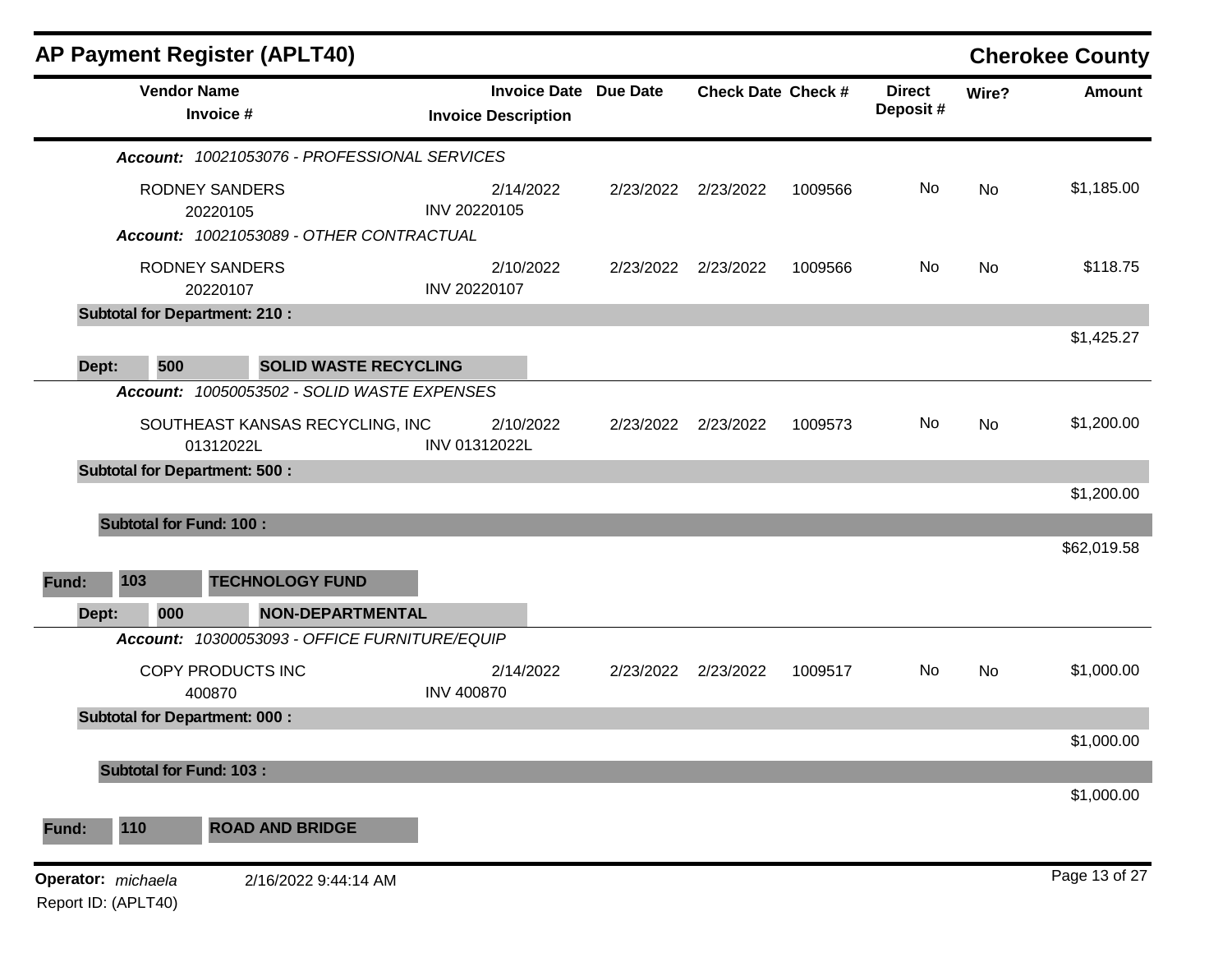# AP Payment Register (APLT40)

**Cherokee County**

| Vendor Name / Invoice # | Invoice Date / Invoice Description | Due Date | Check Date | Check # | Direct Deposit # | Wire? | Amount |
|---|---|---|---|---|---|---|---|
| ***Account:*** *10021053076 - PROFESSIONAL SERVICES* | | | | | | | |
| RODNEY SANDERS<br>20220105 | 2/14/2022<br>INV 20220105 | 2/23/2022 | 2/23/2022 | 1009566 | No | No | $1,185.00 |
| ***Account:*** *10021053089 - OTHER CONTRACTUAL* | | | | | | | |
| RODNEY SANDERS<br>20220107 | 2/10/2022<br>INV 20220107 | 2/23/2022 | 2/23/2022 | 1009566 | No | No | $118.75 |
| **Subtotal for Department: 210 :** | | | | | | | $1,425.27 |
| **Dept: 500 SOLID WASTE RECYCLING** | | | | | | | |
| ***Account:*** *10050053502 - SOLID WASTE EXPENSES* | | | | | | | |
| SOUTHEAST KANSAS RECYCLING, INC<br>01312022L | 2/10/2022<br>INV 01312022L | 2/23/2022 | 2/23/2022 | 1009573 | No | No | $1,200.00 |
| **Subtotal for Department: 500 :** | | | | | | | $1,200.00 |
| **Subtotal for Fund: 100 :** | | | | | | | $62,019.58 |
| **Fund: 103 TECHNOLOGY FUND** | | | | | | | |
| **Dept: 000 NON-DEPARTMENTAL** | | | | | | | |
| ***Account:*** *10300053093 - OFFICE FURNITURE/EQUIP* | | | | | | | |
| COPY PRODUCTS INC<br>400870 | 2/14/2022<br>INV 400870 | 2/23/2022 | 2/23/2022 | 1009517 | No | No | $1,000.00 |
| **Subtotal for Department: 000 :** | | | | | | | $1,000.00 |
| **Subtotal for Fund: 103 :** | | | | | | | $1,000.00 |
| **Fund: 110 ROAD AND BRIDGE** | | | | | | | |

**Operator:** *michaela* 2/16/2022 9:44:14 AM
Report ID: (APLT40)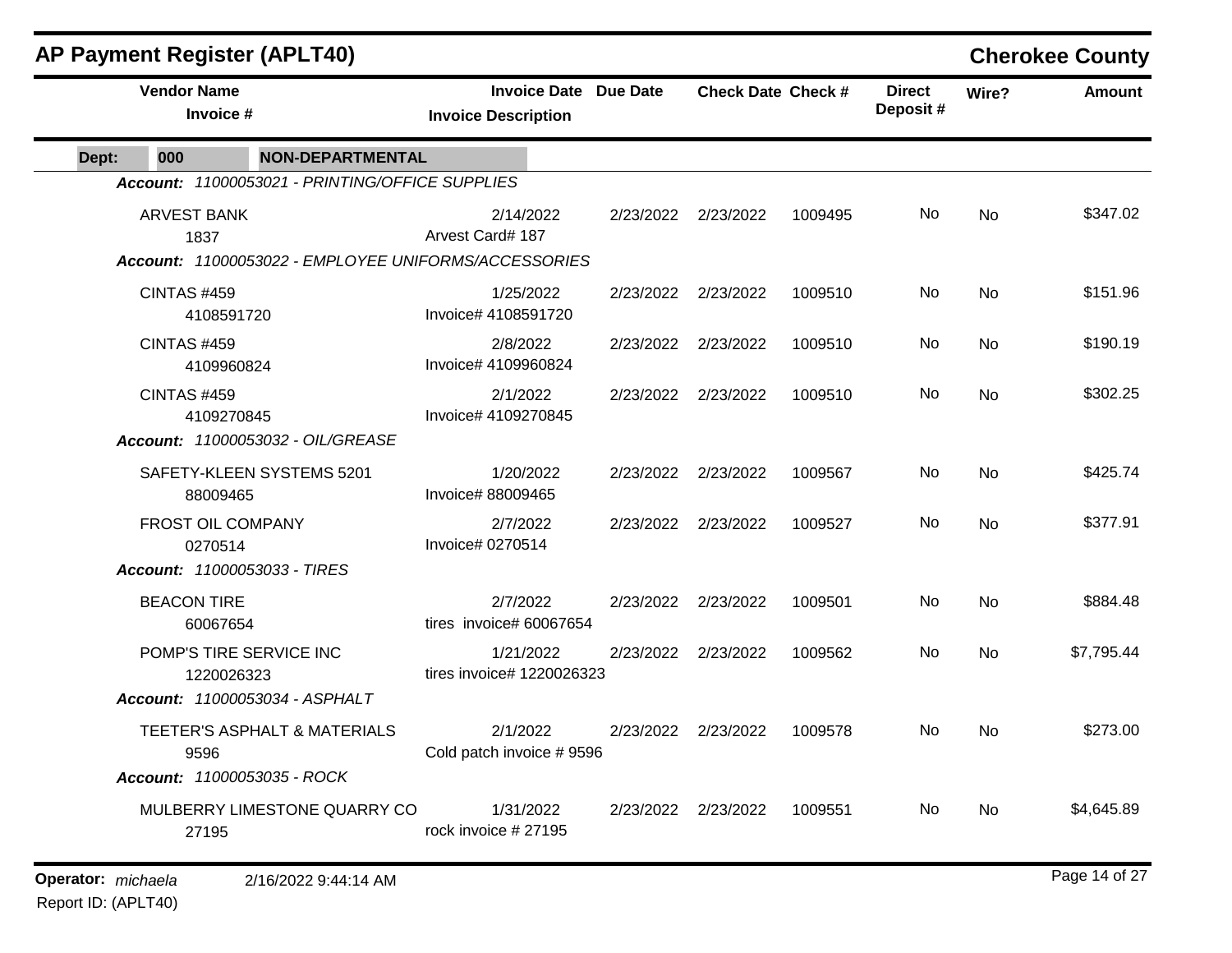# AP Payment Register (APLT40)

## Cherokee County

**Dept: 000 NON-DEPARTMENTAL**

| Vendor Name / Invoice # | Invoice Date / Invoice Description | Due Date | Check Date | Check # | Direct Deposit # | Wire? | Amount |
|---|---|---|---|---|---|---|---|
| ***Account: 11000053021 - PRINTING/OFFICE SUPPLIES*** | | | | | | | |
| ARVEST BANK<br>1837 | 2/14/2022<br>Arvest Card# 187 | 2/23/2022 | 2/23/2022 | 1009495 | No | No | $347.02 |
| ***Account: 11000053022 - EMPLOYEE UNIFORMS/ACCESSORIES*** | | | | | | | |
| CINTAS #459<br>4108591720 | 1/25/2022<br>Invoice# 4108591720 | 2/23/2022 | 2/23/2022 | 1009510 | No | No | $151.96 |
| CINTAS #459<br>4109960824 | 2/8/2022<br>Invoice# 4109960824 | 2/23/2022 | 2/23/2022 | 1009510 | No | No | $190.19 |
| CINTAS #459<br>4109270845 | 2/1/2022<br>Invoice# 4109270845 | 2/23/2022 | 2/23/2022 | 1009510 | No | No | $302.25 |
| ***Account: 11000053032 - OIL/GREASE*** | | | | | | | |
| SAFETY-KLEEN SYSTEMS 5201<br>88009465 | 1/20/2022<br>Invoice# 88009465 | 2/23/2022 | 2/23/2022 | 1009567 | No | No | $425.74 |
| FROST OIL COMPANY<br>0270514 | 2/7/2022<br>Invoice# 0270514 | 2/23/2022 | 2/23/2022 | 1009527 | No | No | $377.91 |
| ***Account: 11000053033 - TIRES*** | | | | | | | |
| BEACON TIRE<br>60067654 | 2/7/2022<br>tires invoice# 60067654 | 2/23/2022 | 2/23/2022 | 1009501 | No | No | $884.48 |
| POMP'S TIRE SERVICE INC<br>1220026323 | 1/21/2022<br>tires invoice# 1220026323 | 2/23/2022 | 2/23/2022 | 1009562 | No | No | $7,795.44 |
| ***Account: 11000053034 - ASPHALT*** | | | | | | | |
| TEETER'S ASPHALT & MATERIALS<br>9596 | 2/1/2022<br>Cold patch invoice # 9596 | 2/23/2022 | 2/23/2022 | 1009578 | No | No | $273.00 |
| ***Account: 11000053035 - ROCK*** | | | | | | | |
| MULBERRY LIMESTONE QUARRY CO<br>27195 | 1/31/2022<br>rock invoice # 27195 | 2/23/2022 | 2/23/2022 | 1009551 | No | No | $4,645.89 |

**Operator:** *michaela* 2/16/2022 9:44:14 AM

Report ID: (APLT40)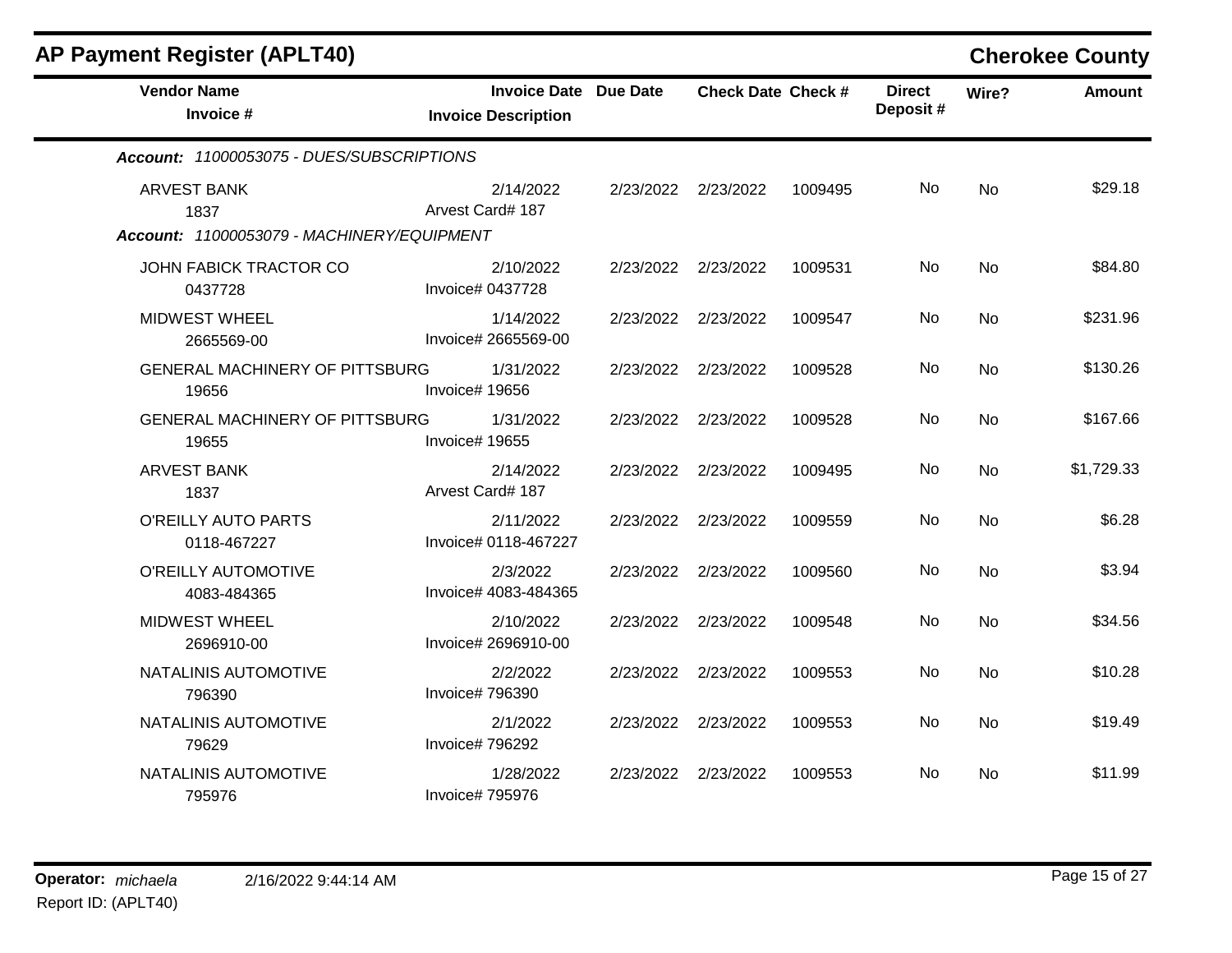## AP Payment Register (APLT40)

**Cherokee County**

| Vendor Name / Invoice # | Invoice Date / Invoice Description | Due Date | Check Date | Check # | Direct Deposit # | Wire? | Amount |
|---|---|---|---|---|---|---|---|
| ***Account:*** *11000053075 - DUES/SUBSCRIPTIONS* | | | | | | | |
| ARVEST BANK<br>1837 | 2/14/2022<br>Arvest Card# 187 | 2/23/2022 | 2/23/2022 | 1009495 | No | No | $29.18 |
| ***Account:*** *11000053079 - MACHINERY/EQUIPMENT* | | | | | | | |
| JOHN FABICK TRACTOR CO<br>0437728 | 2/10/2022<br>Invoice# 0437728 | 2/23/2022 | 2/23/2022 | 1009531 | No | No | $84.80 |
| MIDWEST WHEEL<br>2665569-00 | 1/14/2022<br>Invoice# 2665569-00 | 2/23/2022 | 2/23/2022 | 1009547 | No | No | $231.96 |
| GENERAL MACHINERY OF PITTSBURG<br>19656 | 1/31/2022<br>Invoice# 19656 | 2/23/2022 | 2/23/2022 | 1009528 | No | No | $130.26 |
| GENERAL MACHINERY OF PITTSBURG<br>19655 | 1/31/2022<br>Invoice# 19655 | 2/23/2022 | 2/23/2022 | 1009528 | No | No | $167.66 |
| ARVEST BANK<br>1837 | 2/14/2022<br>Arvest Card# 187 | 2/23/2022 | 2/23/2022 | 1009495 | No | No | $1,729.33 |
| O'REILLY AUTO PARTS<br>0118-467227 | 2/11/2022<br>Invoice# 0118-467227 | 2/23/2022 | 2/23/2022 | 1009559 | No | No | $6.28 |
| O'REILLY AUTOMOTIVE<br>4083-484365 | 2/3/2022<br>Invoice# 4083-484365 | 2/23/2022 | 2/23/2022 | 1009560 | No | No | $3.94 |
| MIDWEST WHEEL<br>2696910-00 | 2/10/2022<br>Invoice# 2696910-00 | 2/23/2022 | 2/23/2022 | 1009548 | No | No | $34.56 |
| NATALINIS AUTOMOTIVE<br>796390 | 2/2/2022<br>Invoice# 796390 | 2/23/2022 | 2/23/2022 | 1009553 | No | No | $10.28 |
| NATALINIS AUTOMOTIVE<br>79629 | 2/1/2022<br>Invoice# 796292 | 2/23/2022 | 2/23/2022 | 1009553 | No | No | $19.49 |
| NATALINIS AUTOMOTIVE<br>795976 | 1/28/2022<br>Invoice# 795976 | 2/23/2022 | 2/23/2022 | 1009553 | No | No | $11.99 |

**Operator:** *michaela* 2/16/2022 9:44:14 AM
Report ID: (APLT40)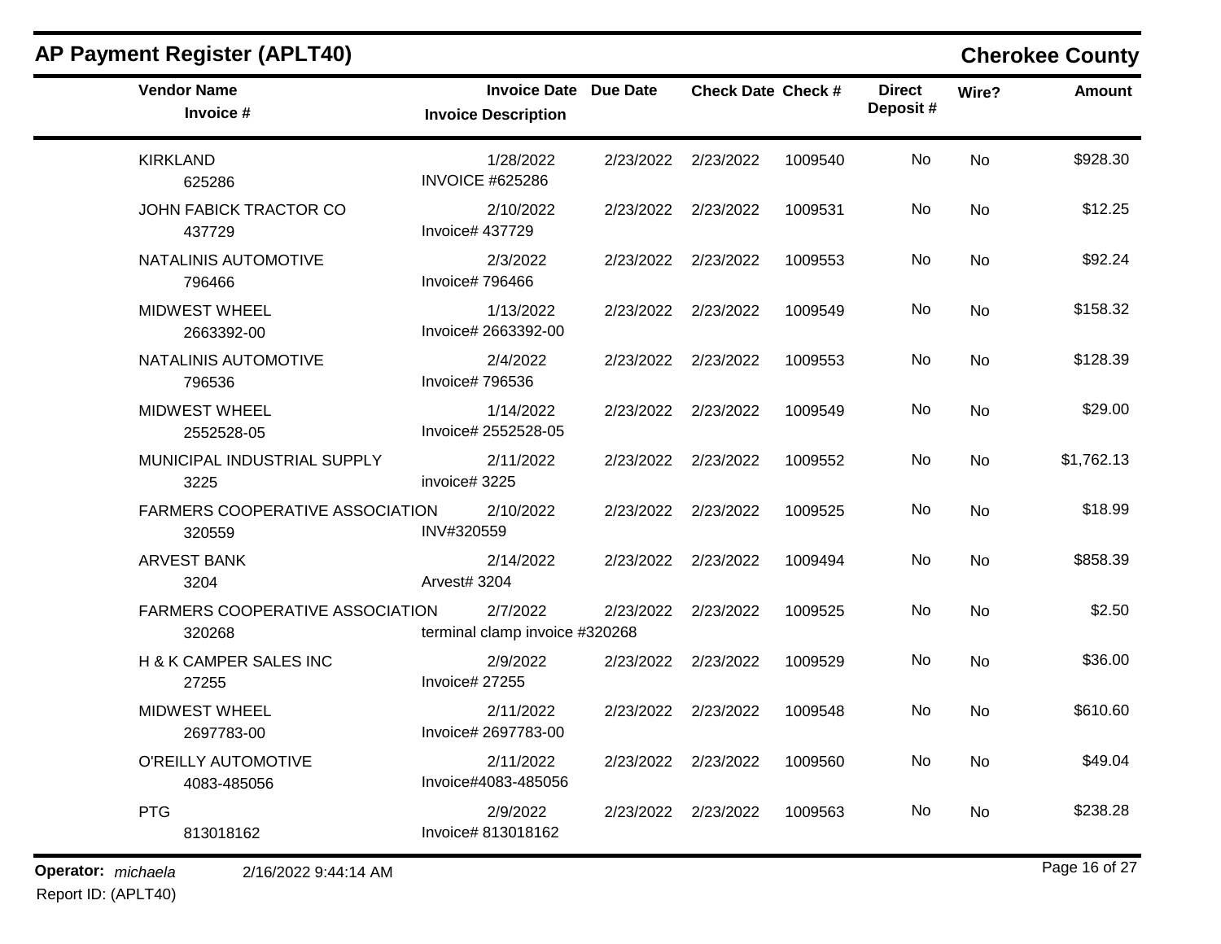## AP Payment Register (APLT40)

**Cherokee County**

| Vendor Name<br>Invoice # | Invoice Date<br>Invoice Description | Due Date | Check Date | Check # | Direct Deposit # | Wire? | Amount |
|---|---|---|---|---|---|---|---|
| KIRKLAND<br>625286 | 1/28/2022<br>INVOICE #625286 | 2/23/2022 | 2/23/2022 | 1009540 | No | No | $928.30 |
| JOHN FABICK TRACTOR CO<br>437729 | 2/10/2022<br>Invoice# 437729 | 2/23/2022 | 2/23/2022 | 1009531 | No | No | $12.25 |
| NATALINIS AUTOMOTIVE<br>796466 | 2/3/2022<br>Invoice# 796466 | 2/23/2022 | 2/23/2022 | 1009553 | No | No | $92.24 |
| MIDWEST WHEEL<br>2663392-00 | 1/13/2022<br>Invoice# 2663392-00 | 2/23/2022 | 2/23/2022 | 1009549 | No | No | $158.32 |
| NATALINIS AUTOMOTIVE<br>796536 | 2/4/2022<br>Invoice# 796536 | 2/23/2022 | 2/23/2022 | 1009553 | No | No | $128.39 |
| MIDWEST WHEEL<br>2552528-05 | 1/14/2022<br>Invoice# 2552528-05 | 2/23/2022 | 2/23/2022 | 1009549 | No | No | $29.00 |
| MUNICIPAL INDUSTRIAL SUPPLY<br>3225 | 2/11/2022<br>invoice# 3225 | 2/23/2022 | 2/23/2022 | 1009552 | No | No | $1,762.13 |
| FARMERS COOPERATIVE ASSOCIATION<br>320559 | 2/10/2022<br>INV#320559 | 2/23/2022 | 2/23/2022 | 1009525 | No | No | $18.99 |
| ARVEST BANK<br>3204 | 2/14/2022<br>Arvest# 3204 | 2/23/2022 | 2/23/2022 | 1009494 | No | No | $858.39 |
| FARMERS COOPERATIVE ASSOCIATION<br>320268 | 2/7/2022<br>terminal clamp invoice #320268 | 2/23/2022 | 2/23/2022 | 1009525 | No | No | $2.50 |
| H & K CAMPER SALES INC<br>27255 | 2/9/2022<br>Invoice# 27255 | 2/23/2022 | 2/23/2022 | 1009529 | No | No | $36.00 |
| MIDWEST WHEEL<br>2697783-00 | 2/11/2022<br>Invoice# 2697783-00 | 2/23/2022 | 2/23/2022 | 1009548 | No | No | $610.60 |
| O'REILLY AUTOMOTIVE<br>4083-485056 | 2/11/2022<br>Invoice#4083-485056 | 2/23/2022 | 2/23/2022 | 1009560 | No | No | $49.04 |
| PTG<br>813018162 | 2/9/2022<br>Invoice# 813018162 | 2/23/2022 | 2/23/2022 | 1009563 | No | No | $238.28 |

**Operator:** *michaela* 2/16/2022 9:44:14 AM

Report ID: (APLT40)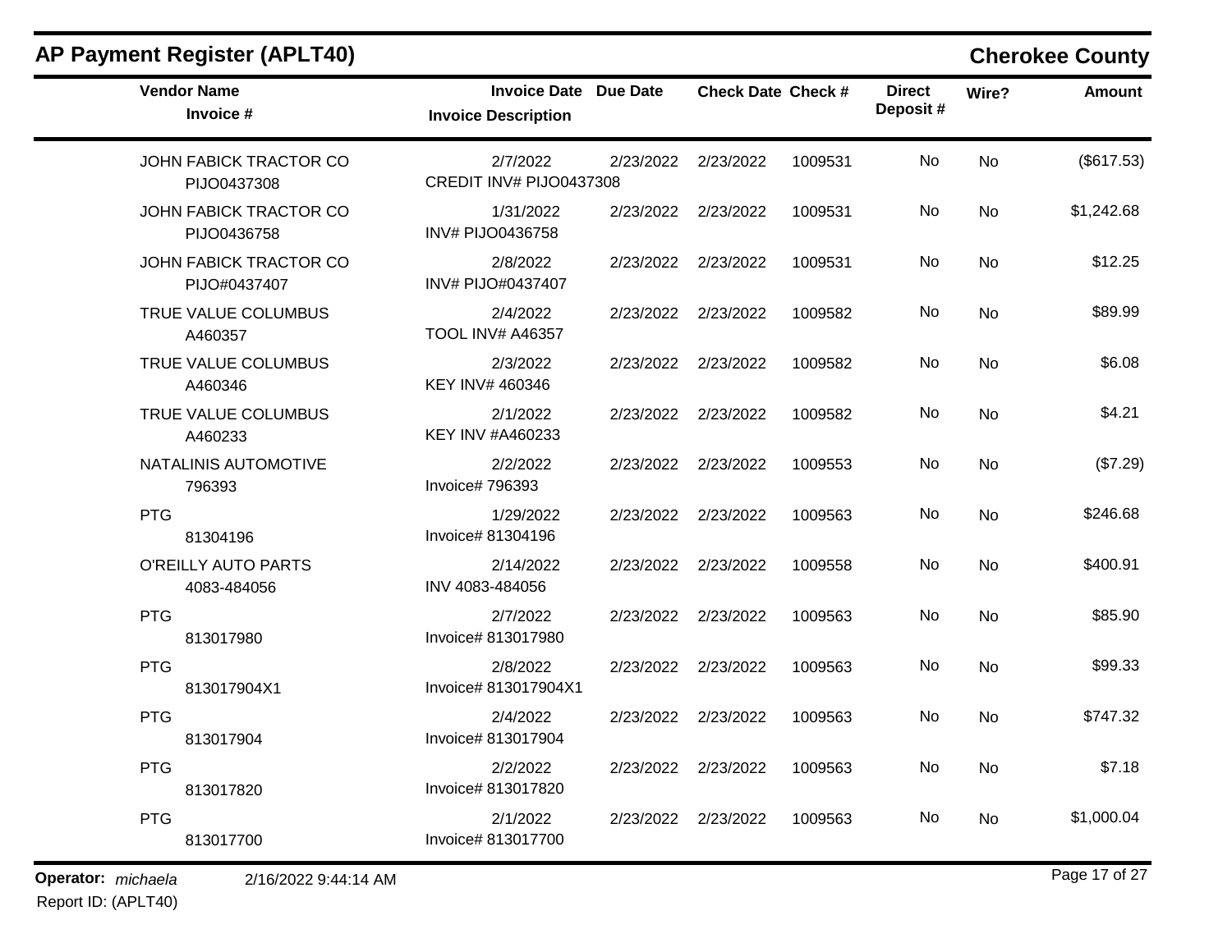## AP Payment Register (APLT40)

**Cherokee County**

| Vendor Name / Invoice # | Invoice Date / Invoice Description | Due Date | Check Date | Check # | Direct Deposit # | Wire? | Amount |
|---|---|---|---|---|---|---|---|
| JOHN FABICK TRACTOR CO<br>PIJO0437308 | 2/7/2022<br>CREDIT INV# PIJO0437308 | 2/23/2022 | 2/23/2022 | 1009531 | No | No | ($617.53) |
| JOHN FABICK TRACTOR CO<br>PIJO0436758 | 1/31/2022<br>INV# PIJO0436758 | 2/23/2022 | 2/23/2022 | 1009531 | No | No | $1,242.68 |
| JOHN FABICK TRACTOR CO<br>PIJO#0437407 | 2/8/2022<br>INV# PIJO#0437407 | 2/23/2022 | 2/23/2022 | 1009531 | No | No | $12.25 |
| TRUE VALUE COLUMBUS<br>A460357 | 2/4/2022<br>TOOL INV# A46357 | 2/23/2022 | 2/23/2022 | 1009582 | No | No | $89.99 |
| TRUE VALUE COLUMBUS<br>A460346 | 2/3/2022<br>KEY INV# 460346 | 2/23/2022 | 2/23/2022 | 1009582 | No | No | $6.08 |
| TRUE VALUE COLUMBUS<br>A460233 | 2/1/2022<br>KEY INV #A460233 | 2/23/2022 | 2/23/2022 | 1009582 | No | No | $4.21 |
| NATALINIS AUTOMOTIVE<br>796393 | 2/2/2022<br>Invoice# 796393 | 2/23/2022 | 2/23/2022 | 1009553 | No | No | ($7.29) |
| PTG<br>81304196 | 1/29/2022<br>Invoice# 81304196 | 2/23/2022 | 2/23/2022 | 1009563 | No | No | $246.68 |
| O'REILLY AUTO PARTS<br>4083-484056 | 2/14/2022<br>INV 4083-484056 | 2/23/2022 | 2/23/2022 | 1009558 | No | No | $400.91 |
| PTG<br>813017980 | 2/7/2022<br>Invoice# 813017980 | 2/23/2022 | 2/23/2022 | 1009563 | No | No | $85.90 |
| PTG<br>813017904X1 | 2/8/2022<br>Invoice# 813017904X1 | 2/23/2022 | 2/23/2022 | 1009563 | No | No | $99.33 |
| PTG<br>813017904 | 2/4/2022<br>Invoice# 813017904 | 2/23/2022 | 2/23/2022 | 1009563 | No | No | $747.32 |
| PTG<br>813017820 | 2/2/2022<br>Invoice# 813017820 | 2/23/2022 | 2/23/2022 | 1009563 | No | No | $7.18 |
| PTG<br>813017700 | 2/1/2022<br>Invoice# 813017700 | 2/23/2022 | 2/23/2022 | 1009563 | No | No | $1,000.04 |

**Operator:** *michaela* 2/16/2022 9:44:14 AM

Report ID: (APLT40)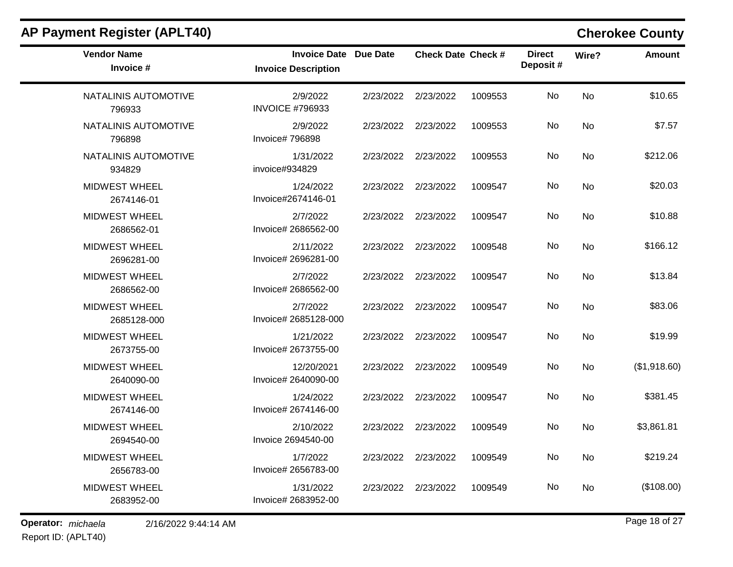## AP Payment Register (APLT40)

**Cherokee County**

| Vendor Name / Invoice # | Invoice Date / Invoice Description | Due Date | Check Date | Check # | Direct Deposit # | Wire? | Amount |
|---|---|---|---|---|---|---|---|
| NATALINIS AUTOMOTIVE<br>796933 | 2/9/2022<br>INVOICE #796933 | 2/23/2022 | 2/23/2022 | 1009553 | No | No | $10.65 |
| NATALINIS AUTOMOTIVE<br>796898 | 2/9/2022<br>Invoice# 796898 | 2/23/2022 | 2/23/2022 | 1009553 | No | No | $7.57 |
| NATALINIS AUTOMOTIVE<br>934829 | 1/31/2022<br>invoice#934829 | 2/23/2022 | 2/23/2022 | 1009553 | No | No | $212.06 |
| MIDWEST WHEEL<br>2674146-01 | 1/24/2022<br>Invoice#2674146-01 | 2/23/2022 | 2/23/2022 | 1009547 | No | No | $20.03 |
| MIDWEST WHEEL<br>2686562-01 | 2/7/2022<br>Invoice# 2686562-00 | 2/23/2022 | 2/23/2022 | 1009547 | No | No | $10.88 |
| MIDWEST WHEEL<br>2696281-00 | 2/11/2022<br>Invoice# 2696281-00 | 2/23/2022 | 2/23/2022 | 1009548 | No | No | $166.12 |
| MIDWEST WHEEL<br>2686562-00 | 2/7/2022<br>Invoice# 2686562-00 | 2/23/2022 | 2/23/2022 | 1009547 | No | No | $13.84 |
| MIDWEST WHEEL<br>2685128-000 | 2/7/2022<br>Invoice# 2685128-000 | 2/23/2022 | 2/23/2022 | 1009547 | No | No | $83.06 |
| MIDWEST WHEEL<br>2673755-00 | 1/21/2022<br>Invoice# 2673755-00 | 2/23/2022 | 2/23/2022 | 1009547 | No | No | $19.99 |
| MIDWEST WHEEL<br>2640090-00 | 12/20/2021<br>Invoice# 2640090-00 | 2/23/2022 | 2/23/2022 | 1009549 | No | No | ($1,918.60) |
| MIDWEST WHEEL<br>2674146-00 | 1/24/2022<br>Invoice# 2674146-00 | 2/23/2022 | 2/23/2022 | 1009547 | No | No | $381.45 |
| MIDWEST WHEEL<br>2694540-00 | 2/10/2022<br>Invoice 2694540-00 | 2/23/2022 | 2/23/2022 | 1009549 | No | No | $3,861.81 |
| MIDWEST WHEEL<br>2656783-00 | 1/7/2022<br>Invoice# 2656783-00 | 2/23/2022 | 2/23/2022 | 1009549 | No | No | $219.24 |
| MIDWEST WHEEL<br>2683952-00 | 1/31/2022<br>Invoice# 2683952-00 | 2/23/2022 | 2/23/2022 | 1009549 | No | No | ($108.00) |

**Operator:** *michaela* 2/16/2022 9:44:14 AM

Report ID: (APLT40)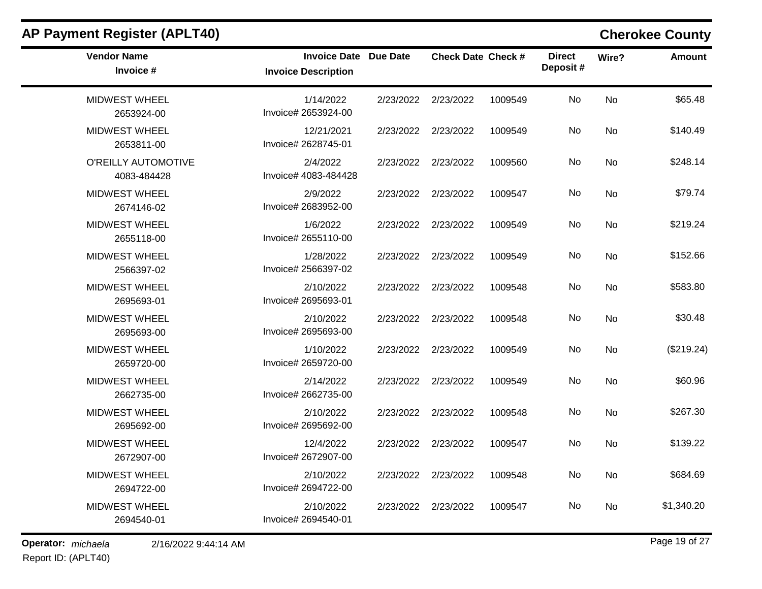## AP Payment Register (APLT40)

**Cherokee County**

| Vendor Name / Invoice # | Invoice Date / Invoice Description | Due Date | Check Date | Check # | Direct Deposit # | Wire? | Amount |
|---|---|---|---|---|---|---|---|
| MIDWEST WHEEL 2653924-00 | 1/14/2022 Invoice# 2653924-00 | 2/23/2022 | 2/23/2022 | 1009549 | No | No | $65.48 |
| MIDWEST WHEEL 2653811-00 | 12/21/2021 Invoice# 2628745-01 | 2/23/2022 | 2/23/2022 | 1009549 | No | No | $140.49 |
| O'REILLY AUTOMOTIVE 4083-484428 | 2/4/2022 Invoice# 4083-484428 | 2/23/2022 | 2/23/2022 | 1009560 | No | No | $248.14 |
| MIDWEST WHEEL 2674146-02 | 2/9/2022 Invoice# 2683952-00 | 2/23/2022 | 2/23/2022 | 1009547 | No | No | $79.74 |
| MIDWEST WHEEL 2655118-00 | 1/6/2022 Invoice# 2655110-00 | 2/23/2022 | 2/23/2022 | 1009549 | No | No | $219.24 |
| MIDWEST WHEEL 2566397-02 | 1/28/2022 Invoice# 2566397-02 | 2/23/2022 | 2/23/2022 | 1009549 | No | No | $152.66 |
| MIDWEST WHEEL 2695693-01 | 2/10/2022 Invoice# 2695693-01 | 2/23/2022 | 2/23/2022 | 1009548 | No | No | $583.80 |
| MIDWEST WHEEL 2695693-00 | 2/10/2022 Invoice# 2695693-00 | 2/23/2022 | 2/23/2022 | 1009548 | No | No | $30.48 |
| MIDWEST WHEEL 2659720-00 | 1/10/2022 Invoice# 2659720-00 | 2/23/2022 | 2/23/2022 | 1009549 | No | No | ($219.24) |
| MIDWEST WHEEL 2662735-00 | 2/14/2022 Invoice# 2662735-00 | 2/23/2022 | 2/23/2022 | 1009549 | No | No | $60.96 |
| MIDWEST WHEEL 2695692-00 | 2/10/2022 Invoice# 2695692-00 | 2/23/2022 | 2/23/2022 | 1009548 | No | No | $267.30 |
| MIDWEST WHEEL 2672907-00 | 12/4/2022 Invoice# 2672907-00 | 2/23/2022 | 2/23/2022 | 1009547 | No | No | $139.22 |
| MIDWEST WHEEL 2694722-00 | 2/10/2022 Invoice# 2694722-00 | 2/23/2022 | 2/23/2022 | 1009548 | No | No | $684.69 |
| MIDWEST WHEEL 2694540-01 | 2/10/2022 Invoice# 2694540-01 | 2/23/2022 | 2/23/2022 | 1009547 | No | No | $1,340.20 |

**Operator:** *michaela* 2/16/2022 9:44:14 AM

Report ID: (APLT40)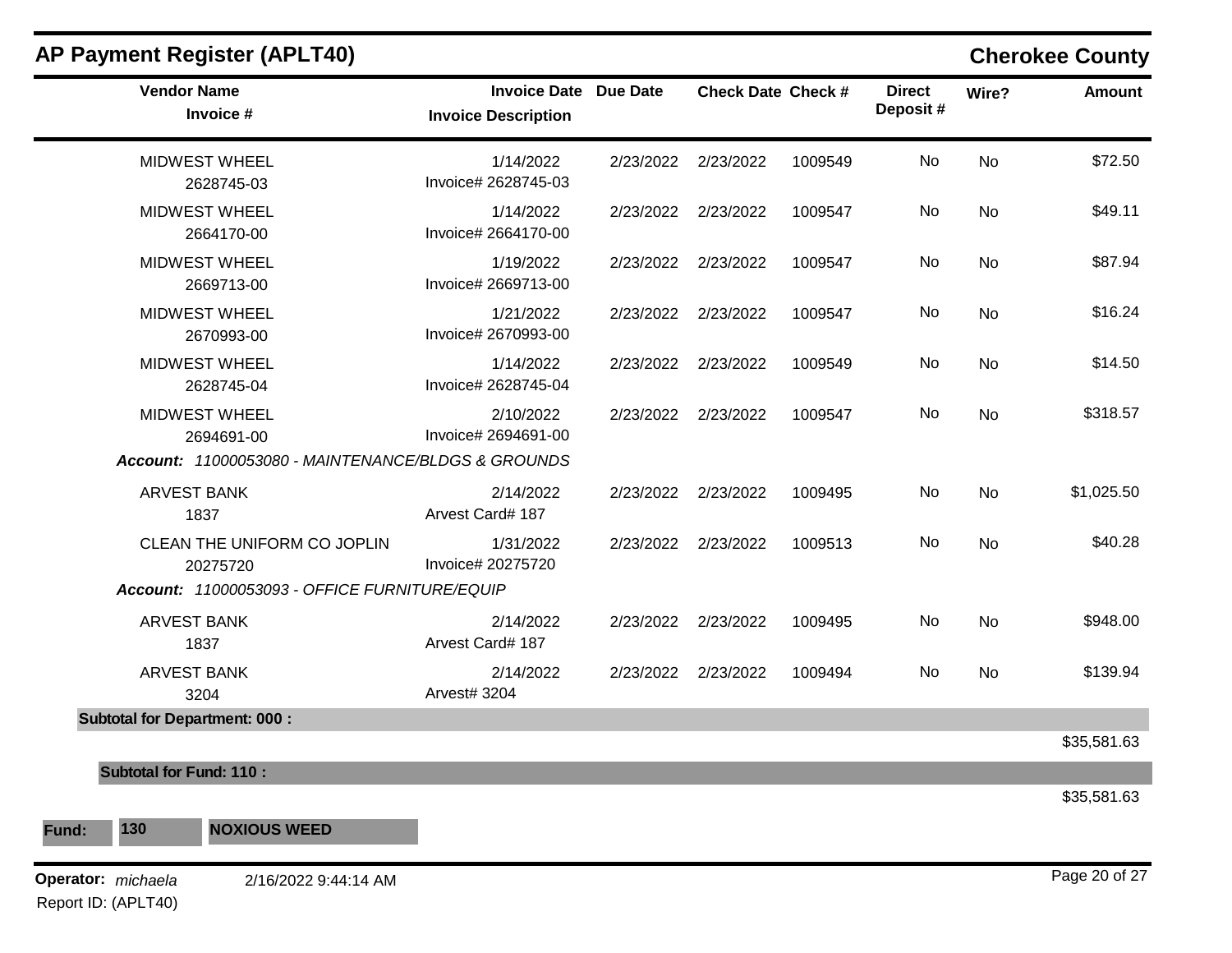# AP Payment Register (APLT40)

## Cherokee County

| Vendor Name / Invoice # | Invoice Date / Invoice Description | Due Date | Check Date | Check # | Direct Deposit # | Wire? | Amount |
|---|---|---|---|---|---|---|---|
| MIDWEST WHEEL 2628745-03 | 1/14/2022 Invoice# 2628745-03 | 2/23/2022 | 2/23/2022 | 1009549 | No | No | $72.50 |
| MIDWEST WHEEL 2664170-00 | 1/14/2022 Invoice# 2664170-00 | 2/23/2022 | 2/23/2022 | 1009547 | No | No | $49.11 |
| MIDWEST WHEEL 2669713-00 | 1/19/2022 Invoice# 2669713-00 | 2/23/2022 | 2/23/2022 | 1009547 | No | No | $87.94 |
| MIDWEST WHEEL 2670993-00 | 1/21/2022 Invoice# 2670993-00 | 2/23/2022 | 2/23/2022 | 1009547 | No | No | $16.24 |
| MIDWEST WHEEL 2628745-04 | 1/14/2022 Invoice# 2628745-04 | 2/23/2022 | 2/23/2022 | 1009549 | No | No | $14.50 |
| MIDWEST WHEEL 2694691-00 | 2/10/2022 Invoice# 2694691-00 | 2/23/2022 | 2/23/2022 | 1009547 | No | No | $318.57 |

***Account:** 11000053080 - MAINTENANCE/BLDGS & GROUNDS*

| Vendor Name / Invoice # | Invoice Date / Invoice Description | Due Date | Check Date | Check # | Direct Deposit # | Wire? | Amount |
|---|---|---|---|---|---|---|---|
| ARVEST BANK 1837 | 2/14/2022 Arvest Card# 187 | 2/23/2022 | 2/23/2022 | 1009495 | No | No | $1,025.50 |
| CLEAN THE UNIFORM CO JOPLIN 20275720 | 1/31/2022 Invoice# 20275720 | 2/23/2022 | 2/23/2022 | 1009513 | No | No | $40.28 |

***Account:** 11000053093 - OFFICE FURNITURE/EQUIP*

| Vendor Name / Invoice # | Invoice Date / Invoice Description | Due Date | Check Date | Check # | Direct Deposit # | Wire? | Amount |
|---|---|---|---|---|---|---|---|
| ARVEST BANK 1837 | 2/14/2022 Arvest Card# 187 | 2/23/2022 | 2/23/2022 | 1009495 | No | No | $948.00 |
| ARVEST BANK 3204 | 2/14/2022 Arvest# 3204 | 2/23/2022 | 2/23/2022 | 1009494 | No | No | $139.94 |

**Subtotal for Department: 000 :** $35,581.63

**Subtotal for Fund: 110 :** $35,581.63

**Fund: 130 NOXIOUS WEED**

**Operator:** *michaela* 2/16/2022 9:44:14 AM

Report ID: (APLT40)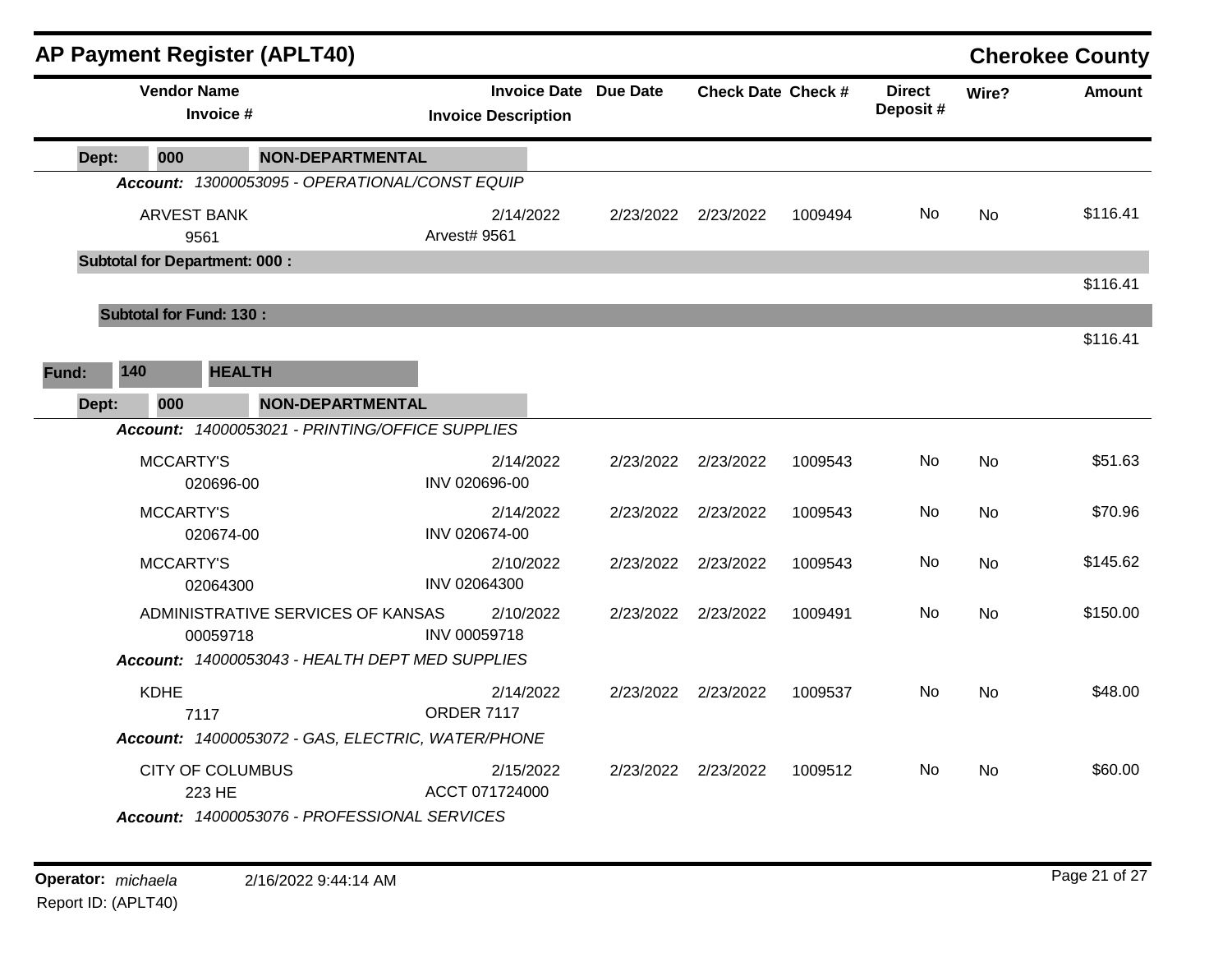# AP Payment Register (APLT40)

**Cherokee County**

| Vendor Name / Invoice # | Invoice Date / Invoice Description | Due Date | Check Date | Check # | Direct Deposit # | Wire? | Amount |
|---|---|---|---|---|---|---|---|
| **Dept: 000 NON-DEPARTMENTAL** | | | | | | | |
| ***Account: 13000053095 - OPERATIONAL/CONST EQUIP*** | | | | | | | |
| ARVEST BANK / 9561 | 2/14/2022 / Arvest# 9561 | 2/23/2022 | 2/23/2022 | 1009494 | No | No | $116.41 |
| **Subtotal for Department: 000 :** | | | | | | | $116.41 |
| **Subtotal for Fund: 130 :** | | | | | | | $116.41 |
| **Fund: 140 HEALTH** | | | | | | | |
| **Dept: 000 NON-DEPARTMENTAL** | | | | | | | |
| ***Account: 14000053021 - PRINTING/OFFICE SUPPLIES*** | | | | | | | |
| MCCARTY'S / 020696-00 | 2/14/2022 / INV 020696-00 | 2/23/2022 | 2/23/2022 | 1009543 | No | No | $51.63 |
| MCCARTY'S / 020674-00 | 2/14/2022 / INV 020674-00 | 2/23/2022 | 2/23/2022 | 1009543 | No | No | $70.96 |
| MCCARTY'S / 02064300 | 2/10/2022 / INV 02064300 | 2/23/2022 | 2/23/2022 | 1009543 | No | No | $145.62 |
| ADMINISTRATIVE SERVICES OF KANSAS / 00059718 | 2/10/2022 / INV 00059718 | 2/23/2022 | 2/23/2022 | 1009491 | No | No | $150.00 |
| ***Account: 14000053043 - HEALTH DEPT MED SUPPLIES*** | | | | | | | |
| KDHE / 7117 | 2/14/2022 / ORDER 7117 | 2/23/2022 | 2/23/2022 | 1009537 | No | No | $48.00 |
| ***Account: 14000053072 - GAS, ELECTRIC, WATER/PHONE*** | | | | | | | |
| CITY OF COLUMBUS / 223 HE | 2/15/2022 / ACCT 071724000 | 2/23/2022 | 2/23/2022 | 1009512 | No | No | $60.00 |
| ***Account: 14000053076 - PROFESSIONAL SERVICES*** | | | | | | | |

**Operator:** *michaela* 2/16/2022 9:44:14 AM

Report ID: (APLT40)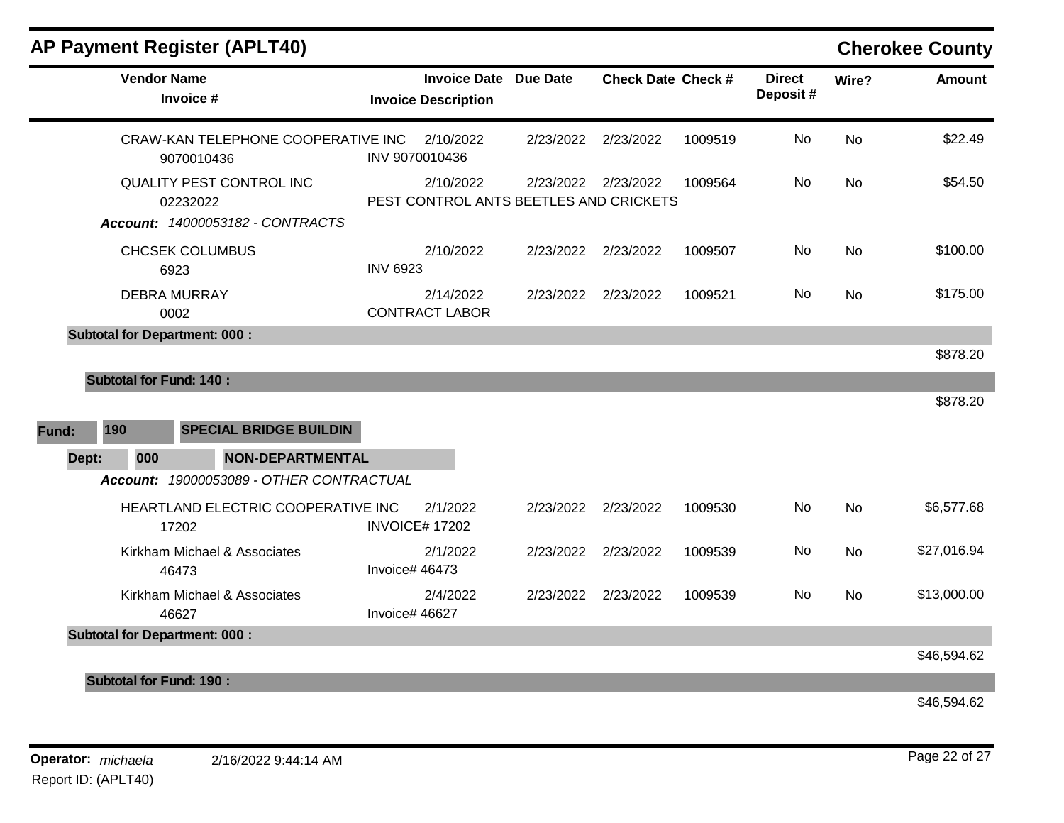## AP Payment Register (APLT40)

**Cherokee County**

| Vendor Name / Invoice # | Invoice Date / Invoice Description | Due Date | Check Date | Check # | Direct Deposit # | Wire? | Amount |
|---|---|---|---|---|---|---|---|
| CRAW-KAN TELEPHONE COOPERATIVE INC 9070010436 | 2/10/2022 INV 9070010436 | 2/23/2022 | 2/23/2022 | 1009519 | No | No | $22.49 |
| QUALITY PEST CONTROL INC 02232022 | 2/10/2022 PEST CONTROL ANTS BEETLES AND CRICKETS | 2/23/2022 | 2/23/2022 | 1009564 | No | No | $54.50 |
| *Account: 14000053182 - CONTRACTS* | | | | | | | |
| CHCSEK COLUMBUS 6923 | 2/10/2022 INV 6923 | 2/23/2022 | 2/23/2022 | 1009507 | No | No | $100.00 |
| DEBRA MURRAY 0002 | 2/14/2022 CONTRACT LABOR | 2/23/2022 | 2/23/2022 | 1009521 | No | No | $175.00 |
| **Subtotal for Department: 000 :** | | | | | | | $878.20 |
| **Subtotal for Fund: 140 :** | | | | | | | $878.20 |

**Fund: 190 SPECIAL BRIDGE BUILDIN**

**Dept: 000 NON-DEPARTMENTAL**

| Vendor Name / Invoice # | Invoice Date / Invoice Description | Due Date | Check Date | Check # | Direct Deposit # | Wire? | Amount |
|---|---|---|---|---|---|---|---|
| *Account: 19000053089 - OTHER CONTRACTUAL* | | | | | | | |
| HEARTLAND ELECTRIC COOPERATIVE INC 17202 | 2/1/2022 INVOICE# 17202 | 2/23/2022 | 2/23/2022 | 1009530 | No | No | $6,577.68 |
| Kirkham Michael & Associates 46473 | 2/1/2022 Invoice# 46473 | 2/23/2022 | 2/23/2022 | 1009539 | No | No | $27,016.94 |
| Kirkham Michael & Associates 46627 | 2/4/2022 Invoice# 46627 | 2/23/2022 | 2/23/2022 | 1009539 | No | No | $13,000.00 |
| **Subtotal for Department: 000 :** | | | | | | | $46,594.62 |
| **Subtotal for Fund: 190 :** | | | | | | | $46,594.62 |

**Operator:** *michaela* 2/16/2022 9:44:14 AM

Report ID: (APLT40)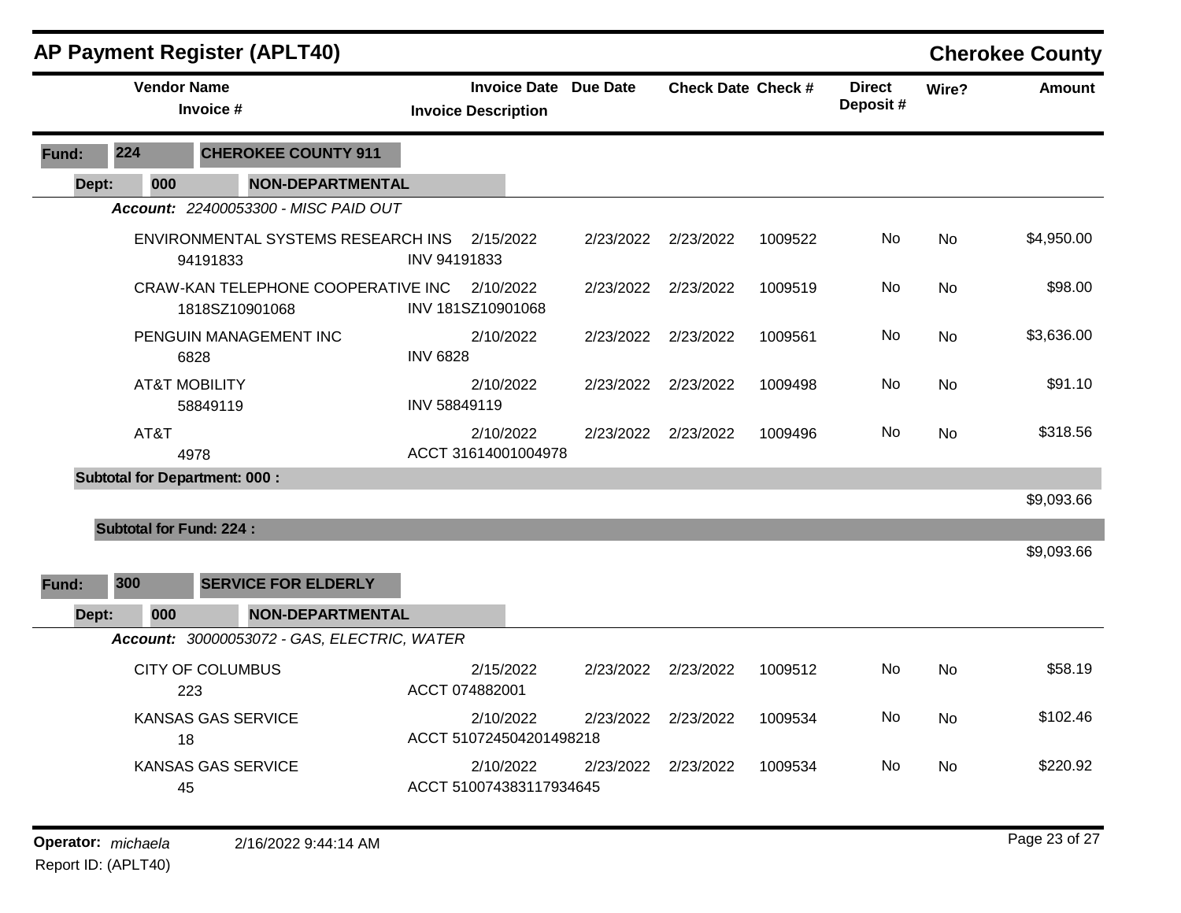# AP Payment Register (APLT40)

**Cherokee County**

| Vendor Name / Invoice # | Invoice Date / Invoice Description | Due Date | Check Date | Check # | Direct Deposit # | Wire? | Amount |
|---|---|---|---|---|---|---|---|
| **Fund: 224 CHEROKEE COUNTY 911** | | | | | | | |
| **Dept: 000 NON-DEPARTMENTAL** | | | | | | | |
| ***Account: 22400053300 - MISC PAID OUT*** | | | | | | | |
| ENVIRONMENTAL SYSTEMS RESEARCH INS<br>94191833 | 2/15/2022<br>INV 94191833 | 2/23/2022 | 2/23/2022 | 1009522 | No | No | $4,950.00 |
| CRAW-KAN TELEPHONE COOPERATIVE INC<br>1818SZ10901068 | 2/10/2022<br>INV 181SZ10901068 | 2/23/2022 | 2/23/2022 | 1009519 | No | No | $98.00 |
| PENGUIN MANAGEMENT INC<br>6828 | 2/10/2022<br>INV 6828 | 2/23/2022 | 2/23/2022 | 1009561 | No | No | $3,636.00 |
| AT&T MOBILITY<br>58849119 | 2/10/2022<br>INV 58849119 | 2/23/2022 | 2/23/2022 | 1009498 | No | No | $91.10 |
| AT&T<br>4978 | 2/10/2022<br>ACCT 31614001004978 | 2/23/2022 | 2/23/2022 | 1009496 | No | No | $318.56 |
| **Subtotal for Department: 000 :** | | | | | | | $9,093.66 |
| **Subtotal for Fund: 224 :** | | | | | | | $9,093.66 |
| **Fund: 300 SERVICE FOR ELDERLY** | | | | | | | |
| **Dept: 000 NON-DEPARTMENTAL** | | | | | | | |
| ***Account: 30000053072 - GAS, ELECTRIC, WATER*** | | | | | | | |
| CITY OF COLUMBUS<br>223 | 2/15/2022<br>ACCT 074882001 | 2/23/2022 | 2/23/2022 | 1009512 | No | No | $58.19 |
| KANSAS GAS SERVICE<br>18 | 2/10/2022<br>ACCT 510724504201498218 | 2/23/2022 | 2/23/2022 | 1009534 | No | No | $102.46 |
| KANSAS GAS SERVICE<br>45 | 2/10/2022<br>ACCT 510074383117934645 | 2/23/2022 | 2/23/2022 | 1009534 | No | No | $220.92 |

**Operator:** *michaela* 2/16/2022 9:44:14 AM
Report ID: (APLT40)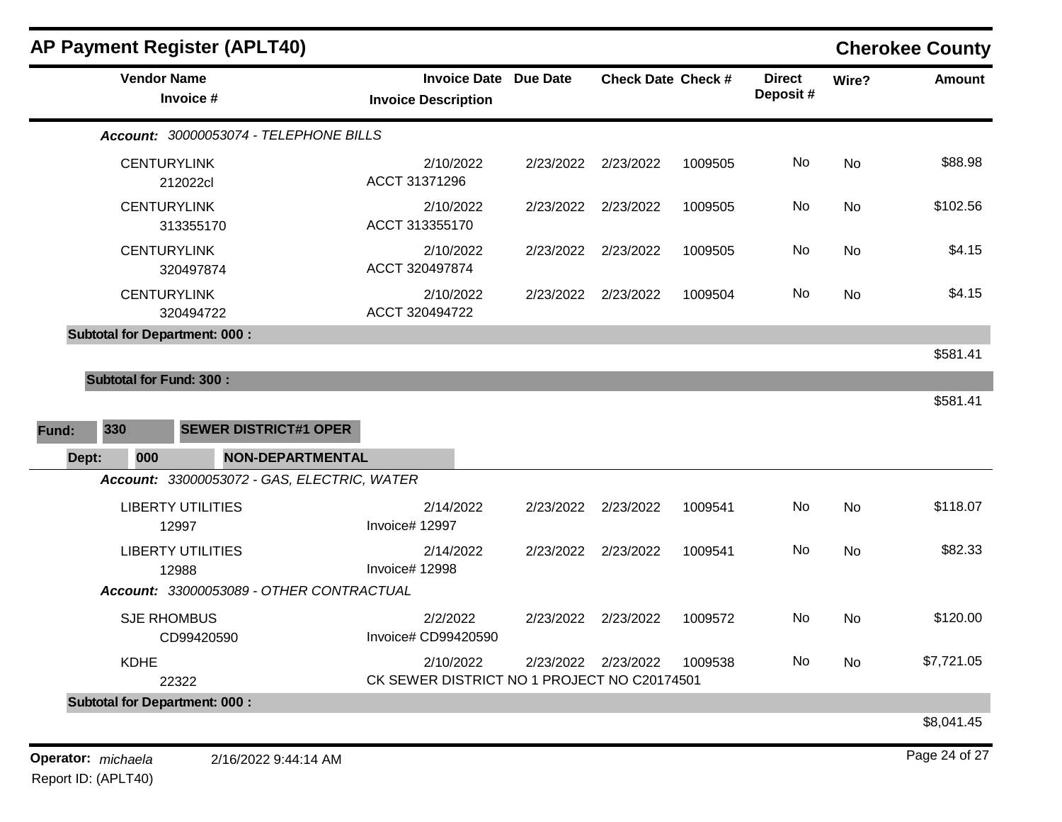## AP Payment Register (APLT40)

**Cherokee County**

| Vendor Name / Invoice # | Invoice Date / Invoice Description | Due Date | Check Date | Check # | Direct Deposit # | Wire? | Amount |
|---|---|---|---|---|---|---|---|
| ***Account:*** *30000053074 - TELEPHONE BILLS* | | | | | | | |
| CENTURYLINK<br>212022cl | 2/10/2022<br>ACCT 31371296 | 2/23/2022 | 2/23/2022 | 1009505 | No | No | $88.98 |
| CENTURYLINK<br>313355170 | 2/10/2022<br>ACCT 313355170 | 2/23/2022 | 2/23/2022 | 1009505 | No | No | $102.56 |
| CENTURYLINK<br>320497874 | 2/10/2022<br>ACCT 320497874 | 2/23/2022 | 2/23/2022 | 1009505 | No | No | $4.15 |
| CENTURYLINK<br>320494722 | 2/10/2022<br>ACCT 320494722 | 2/23/2022 | 2/23/2022 | 1009504 | No | No | $4.15 |
| **Subtotal for Department: 000 :** | | | | | | | $581.41 |
| **Subtotal for Fund: 300 :** | | | | | | | $581.41 |

**Fund: 330 SEWER DISTRICT#1 OPER**

**Dept: 000 NON-DEPARTMENTAL**

| Vendor Name / Invoice # | Invoice Date / Invoice Description | Due Date | Check Date | Check # | Direct Deposit # | Wire? | Amount |
|---|---|---|---|---|---|---|---|
| ***Account:*** *33000053072 - GAS, ELECTRIC, WATER* | | | | | | | |
| LIBERTY UTILITIES<br>12997 | 2/14/2022<br>Invoice# 12997 | 2/23/2022 | 2/23/2022 | 1009541 | No | No | $118.07 |
| LIBERTY UTILITIES<br>12988 | 2/14/2022<br>Invoice# 12998 | 2/23/2022 | 2/23/2022 | 1009541 | No | No | $82.33 |
| ***Account:*** *33000053089 - OTHER CONTRACTUAL* | | | | | | | |
| SJE RHOMBUS<br>CD99420590 | 2/2/2022<br>Invoice# CD99420590 | 2/23/2022 | 2/23/2022 | 1009572 | No | No | $120.00 |
| KDHE<br>22322 | 2/10/2022<br>CK SEWER DISTRICT NO 1 PROJECT NO C20174501 | 2/23/2022 | 2/23/2022 | 1009538 | No | No | $7,721.05 |
| **Subtotal for Department: 000 :** | | | | | | | $8,041.45 |

**Operator:** *michaela* 2/16/2022 9:44:14 AM

Report ID: (APLT40)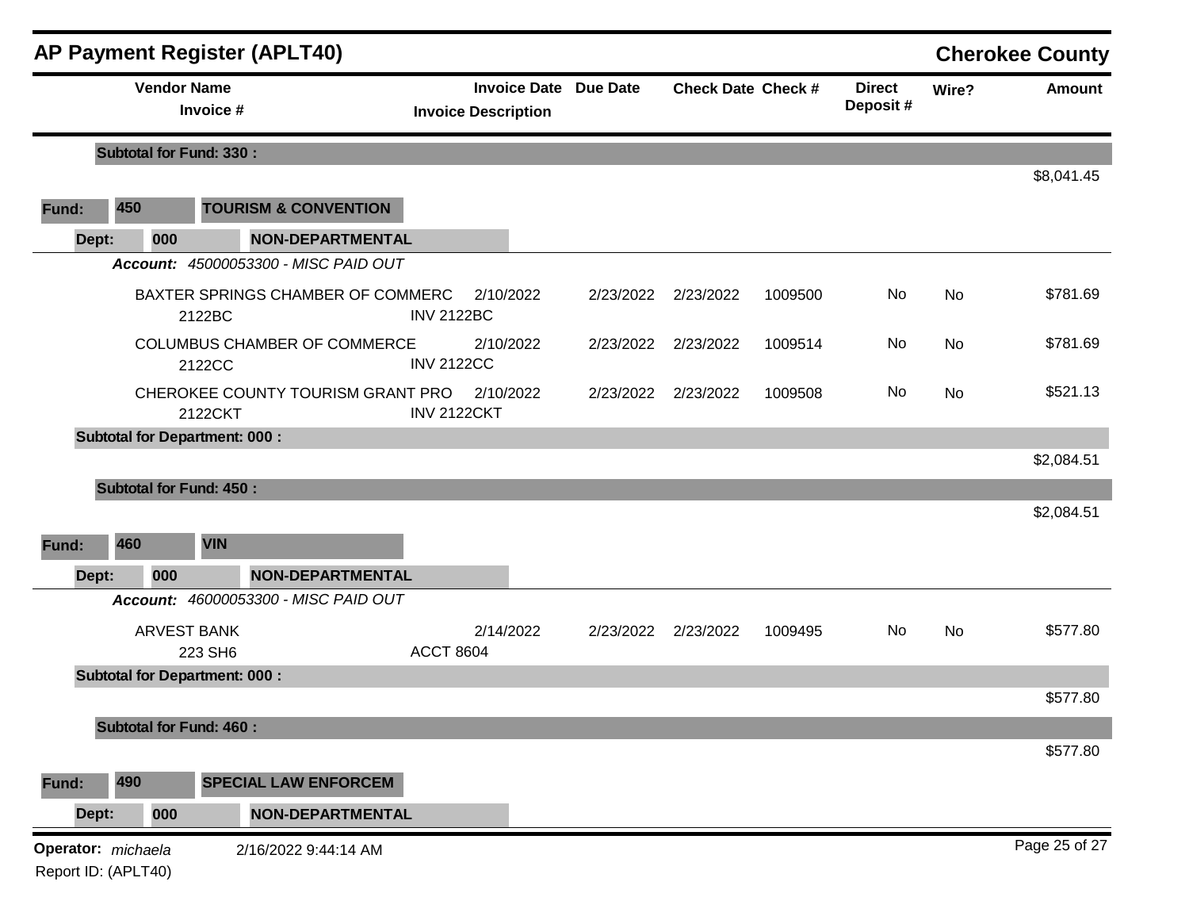# AP Payment Register (APLT40)

## Cherokee County

| Vendor Name / Invoice # | Invoice Date / Invoice Description | Due Date | Check Date | Check # | Direct Deposit # | Wire? | Amount |
|---|---|---|---|---|---|---|---|
| **Subtotal for Fund: 330 :** | | | | | | | $8,041.45 |
| **Fund: 450 TOURISM & CONVENTION** | | | | | | | |
| **Dept: 000 NON-DEPARTMENTAL** | | | | | | | |
| ***Account:*** *45000053300 - MISC PAID OUT* | | | | | | | |
| BAXTER SPRINGS CHAMBER OF COMMERC / 2122BC | 2/10/2022 / INV 2122BC | 2/23/2022 | 2/23/2022 | 1009500 | No | No | $781.69 |
| COLUMBUS CHAMBER OF COMMERCE / 2122CC | 2/10/2022 / INV 2122CC | 2/23/2022 | 2/23/2022 | 1009514 | No | No | $781.69 |
| CHEROKEE COUNTY TOURISM GRANT PRO / 2122CKT | 2/10/2022 / INV 2122CKT | 2/23/2022 | 2/23/2022 | 1009508 | No | No | $521.13 |
| **Subtotal for Department: 000 :** | | | | | | | $2,084.51 |
| **Subtotal for Fund: 450 :** | | | | | | | $2,084.51 |
| **Fund: 460 VIN** | | | | | | | |
| **Dept: 000 NON-DEPARTMENTAL** | | | | | | | |
| ***Account:*** *46000053300 - MISC PAID OUT* | | | | | | | |
| ARVEST BANK / 223 SH6 | 2/14/2022 / ACCT 8604 | 2/23/2022 | 2/23/2022 | 1009495 | No | No | $577.80 |
| **Subtotal for Department: 000 :** | | | | | | | $577.80 |
| **Subtotal for Fund: 460 :** | | | | | | | $577.80 |
| **Fund: 490 SPECIAL LAW ENFORCEM** | | | | | | | |
| **Dept: 000 NON-DEPARTMENTAL** | | | | | | | |

**Operator:** *michaela* 2/16/2022 9:44:14 AM

Report ID: (APLT40)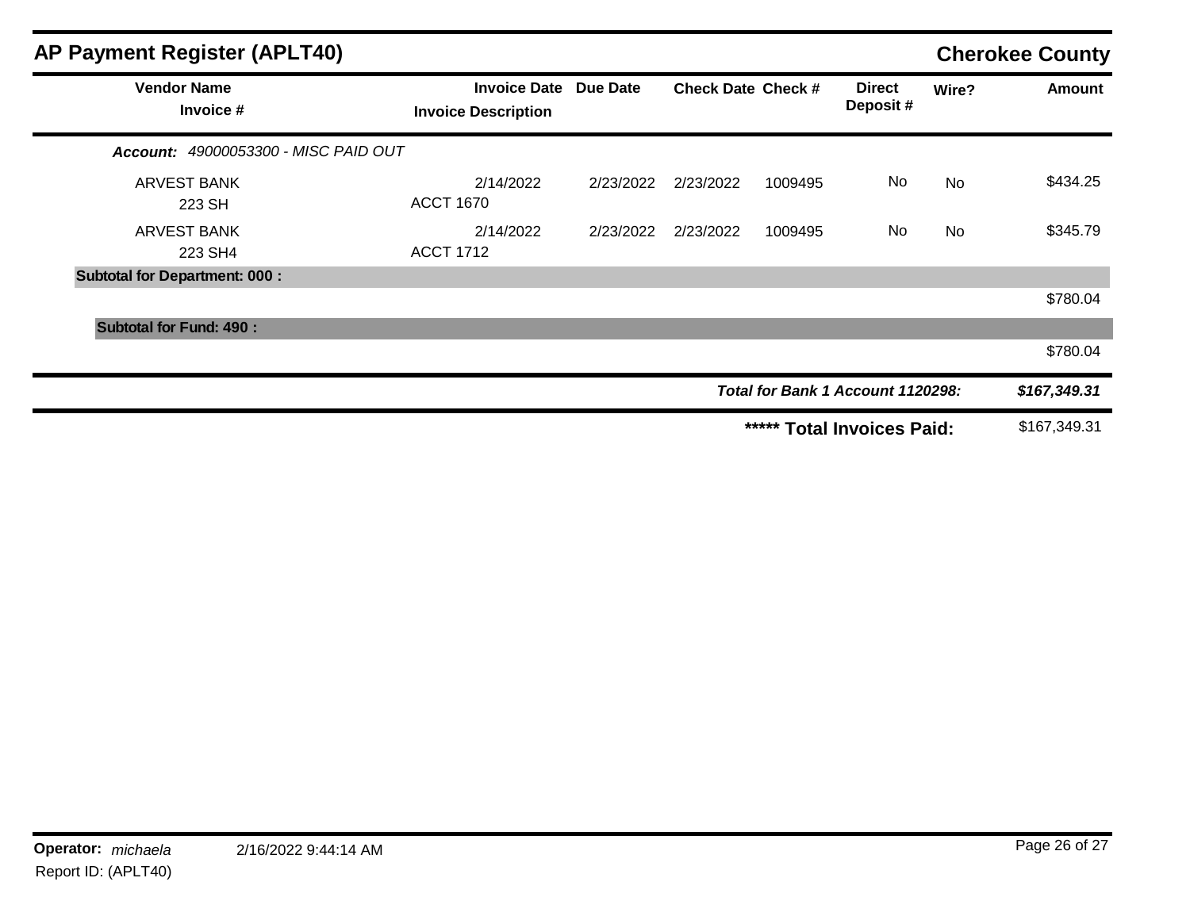# AP Payment Register (APLT40)

## Cherokee County

| Vendor Name / Invoice # | Invoice Date / Invoice Description | Due Date | Check Date | Check # | Direct Deposit # | Wire? | Amount |
|---|---|---|---|---|---|---|---|
| ***Account:*** *49000053300 - MISC PAID OUT* | | | | | | | |
| ARVEST BANK | 2/14/2022 | 2/23/2022 | 2/23/2022 | 1009495 | No | No | $434.25 |
| 223 SH | ACCT 1670 | | | | | | |
| ARVEST BANK | 2/14/2022 | 2/23/2022 | 2/23/2022 | 1009495 | No | No | $345.79 |
| 223 SH4 | ACCT 1712 | | | | | | |
| **Subtotal for Department: 000 :** | | | | | | | $780.04 |
| **Subtotal for Fund: 490 :** | | | | | | | $780.04 |
| | | | | | ***Total for Bank 1 Account 1120298:*** | | ***$167,349.31*** |
| | | | | | **\*\*\*\*\* Total Invoices Paid:** | | $167,349.31 |

**Operator:** *michaela* 2/16/2022 9:44:14 AM

Report ID: (APLT40)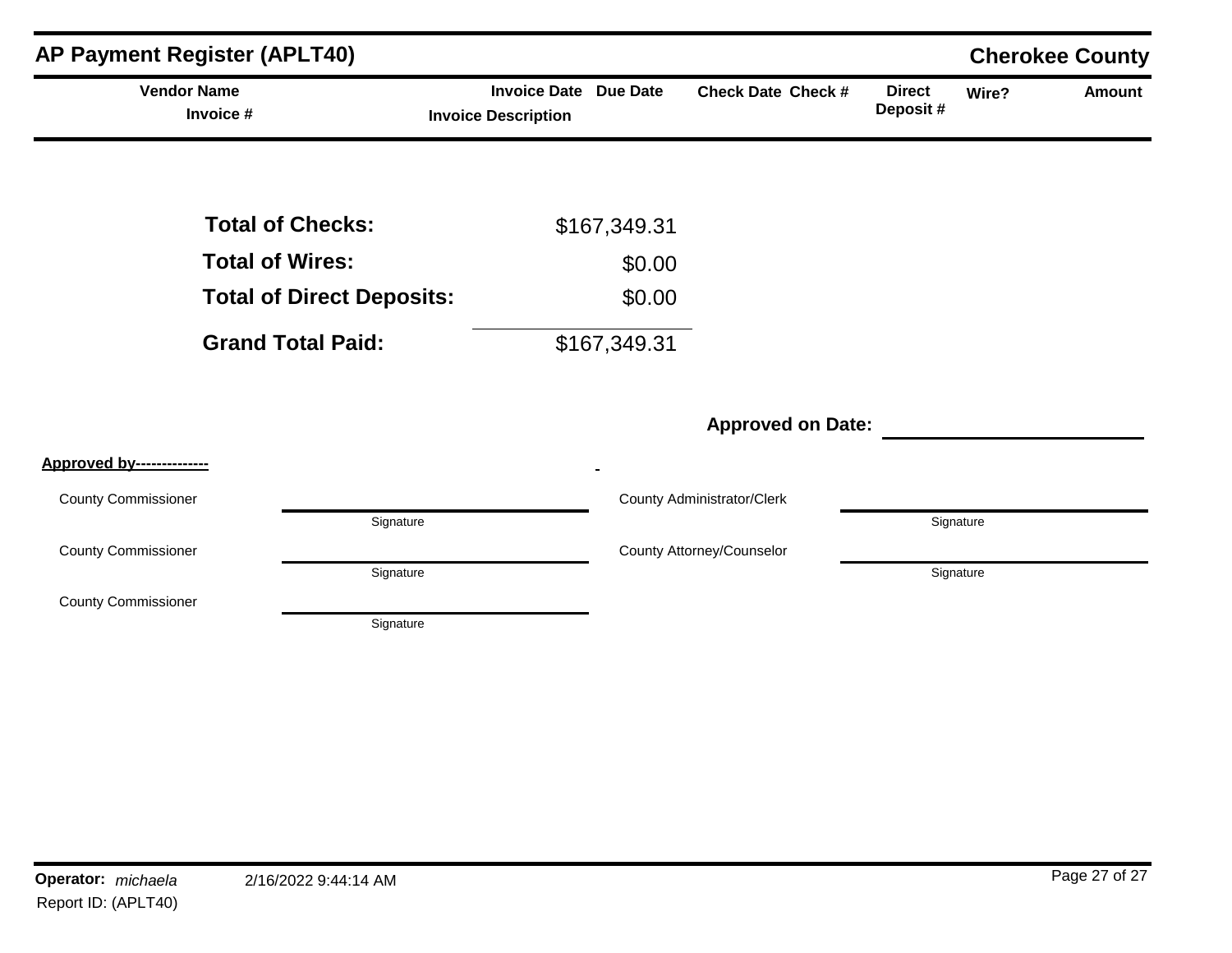## AP Payment Register (APLT40)

**Cherokee County**

| Vendor Name / Invoice # | Invoice Date / Invoice Description | Due Date | Check Date | Check # | Direct Deposit # | Wire? | Amount |
|---|---|---|---|---|---|---|---|

| | |
|---|---|
| **Total of Checks:** | $167,349.31 |
| **Total of Wires:** | $0.00 |
| **Total of Direct Deposits:** | $0.00 |
| **Grand Total Paid:** | $167,349.31 |

**Approved on Date:** ______________________

**Approved by-------------**

County Commissioner ______________________ Signature

County Administrator/Clerk ______________________ Signature

County Commissioner ______________________ Signature

County Attorney/Counselor ______________________ Signature

County Commissioner ______________________ Signature

**Operator:** *michaela* 2/16/2022 9:44:14 AM

Report ID: (APLT40)